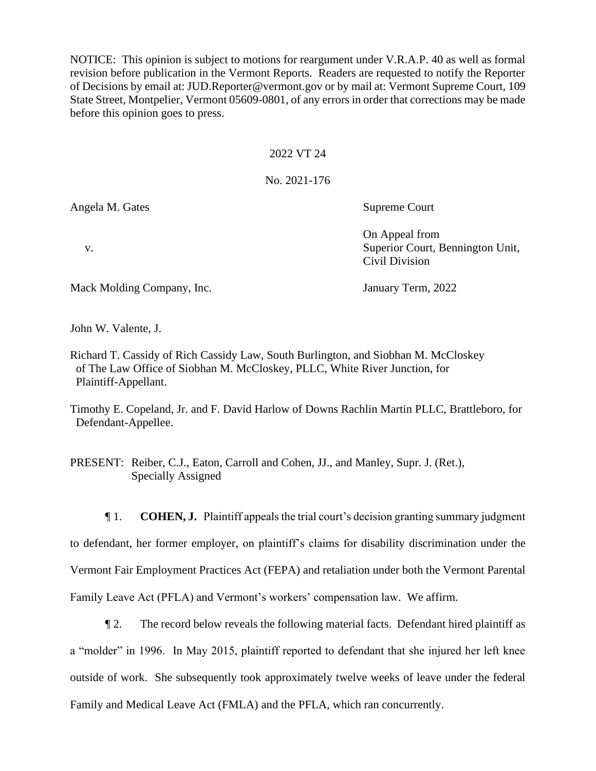NOTICE: This opinion is subject to motions for reargument under V.R.A.P. 40 as well as formal revision before publication in the Vermont Reports. Readers are requested to notify the Reporter of Decisions by email at: JUD.Reporter@vermont.gov or by mail at: Vermont Supreme Court, 109 State Street, Montpelier, Vermont 05609-0801, of any errors in order that corrections may be made before this opinion goes to press.

2022 VT 24

No. 2021-176

| | |
|---|---|
| Angela M. Gates | Supreme Court |
| v. | On Appeal from<br>Superior Court, Bennington Unit,<br>Civil Division |
| Mack Molding Company, Inc. | January Term, 2022 |

John W. Valente, J.

Richard T. Cassidy of Rich Cassidy Law, South Burlington, and Siobhan M. McCloskey of The Law Office of Siobhan M. McCloskey, PLLC, White River Junction, for Plaintiff-Appellant.

Timothy E. Copeland, Jr. and F. David Harlow of Downs Rachlin Martin PLLC, Brattleboro, for Defendant-Appellee.

PRESENT: Reiber, C.J., Eaton, Carroll and Cohen, JJ., and Manley, Supr. J. (Ret.), Specially Assigned

¶ 1. **COHEN, J.** Plaintiff appeals the trial court's decision granting summary judgment to defendant, her former employer, on plaintiff's claims for disability discrimination under the Vermont Fair Employment Practices Act (FEPA) and retaliation under both the Vermont Parental Family Leave Act (PFLA) and Vermont's workers' compensation law. We affirm.

¶ 2. The record below reveals the following material facts. Defendant hired plaintiff as a "molder" in 1996. In May 2015, plaintiff reported to defendant that she injured her left knee outside of work. She subsequently took approximately twelve weeks of leave under the federal Family and Medical Leave Act (FMLA) and the PFLA, which ran concurrently.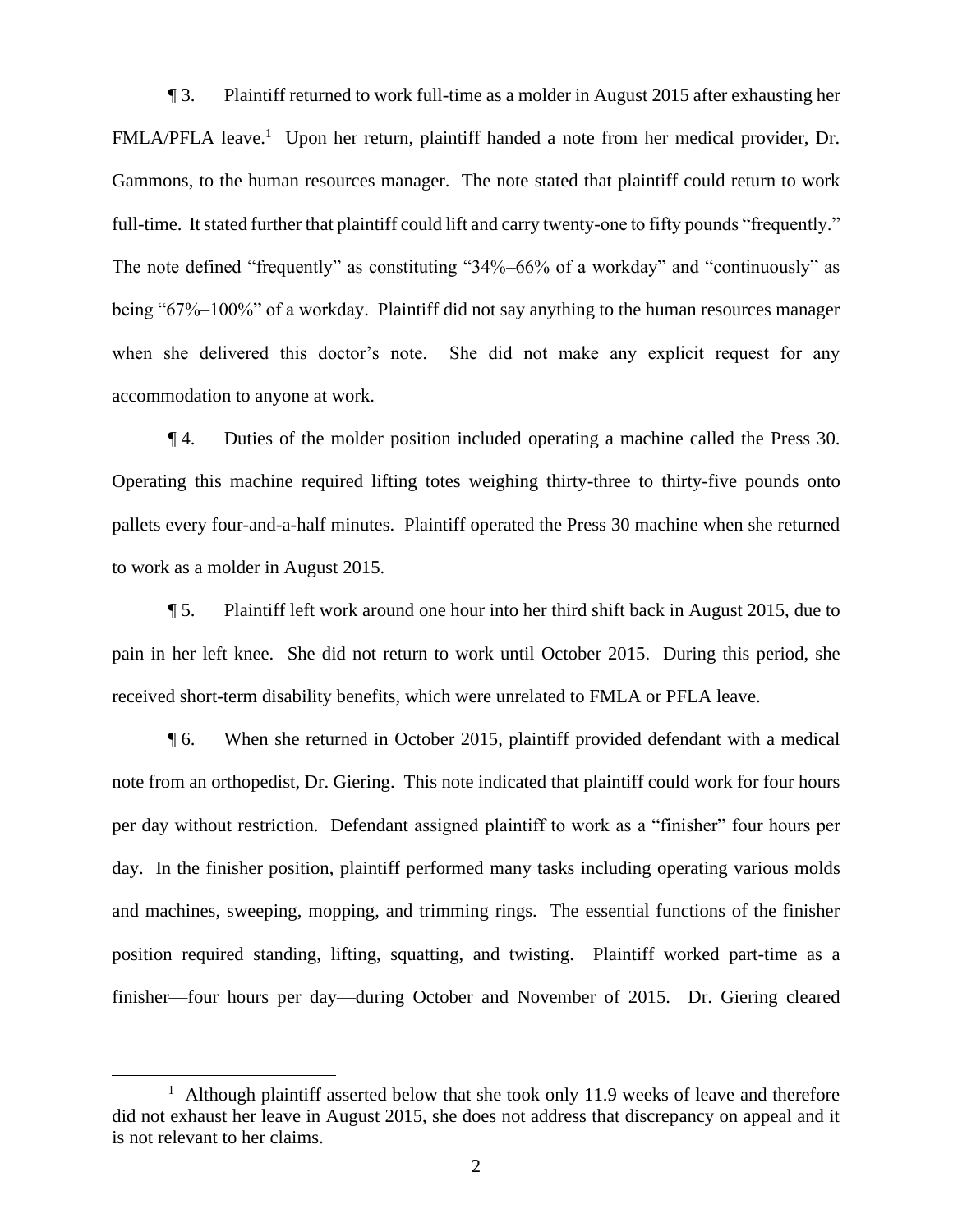¶ 3. Plaintiff returned to work full-time as a molder in August 2015 after exhausting her FMLA/PFLA leave.[1] Upon her return, plaintiff handed a note from her medical provider, Dr. Gammons, to the human resources manager. The note stated that plaintiff could return to work full-time. It stated further that plaintiff could lift and carry twenty-one to fifty pounds "frequently." The note defined "frequently" as constituting "34%–66% of a workday" and "continuously" as being "67%–100%" of a workday. Plaintiff did not say anything to the human resources manager when she delivered this doctor's note. She did not make any explicit request for any accommodation to anyone at work.

¶ 4. Duties of the molder position included operating a machine called the Press 30. Operating this machine required lifting totes weighing thirty-three to thirty-five pounds onto pallets every four-and-a-half minutes. Plaintiff operated the Press 30 machine when she returned to work as a molder in August 2015.

¶ 5. Plaintiff left work around one hour into her third shift back in August 2015, due to pain in her left knee. She did not return to work until October 2015. During this period, she received short-term disability benefits, which were unrelated to FMLA or PFLA leave.

¶ 6. When she returned in October 2015, plaintiff provided defendant with a medical note from an orthopedist, Dr. Giering. This note indicated that plaintiff could work for four hours per day without restriction. Defendant assigned plaintiff to work as a "finisher" four hours per day. In the finisher position, plaintiff performed many tasks including operating various molds and machines, sweeping, mopping, and trimming rings. The essential functions of the finisher position required standing, lifting, squatting, and twisting. Plaintiff worked part-time as a finisher—four hours per day—during October and November of 2015. Dr. Giering cleared

[1] Although plaintiff asserted below that she took only 11.9 weeks of leave and therefore did not exhaust her leave in August 2015, she does not address that discrepancy on appeal and it is not relevant to her claims.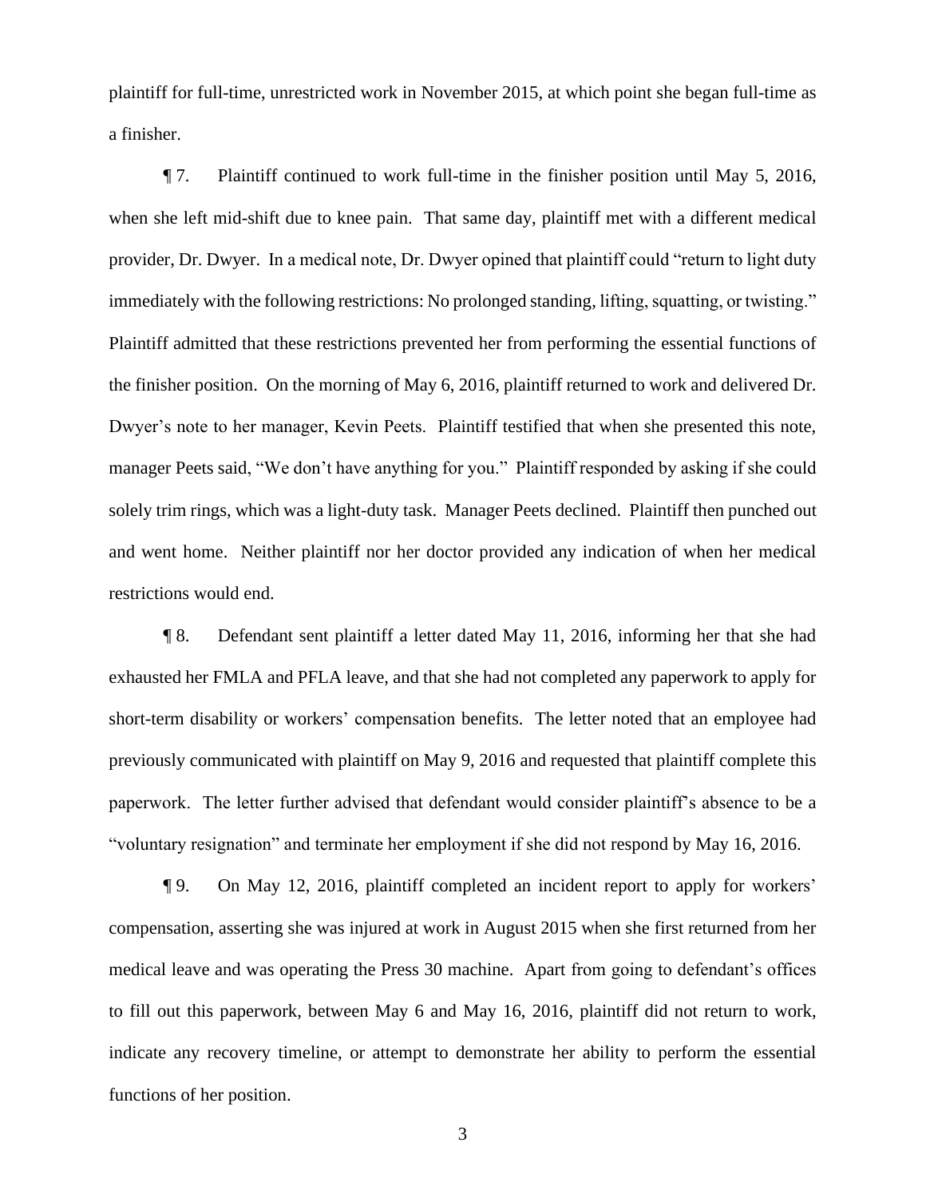plaintiff for full-time, unrestricted work in November 2015, at which point she began full-time as a finisher.

¶ 7. Plaintiff continued to work full-time in the finisher position until May 5, 2016, when she left mid-shift due to knee pain. That same day, plaintiff met with a different medical provider, Dr. Dwyer. In a medical note, Dr. Dwyer opined that plaintiff could "return to light duty immediately with the following restrictions: No prolonged standing, lifting, squatting, or twisting." Plaintiff admitted that these restrictions prevented her from performing the essential functions of the finisher position. On the morning of May 6, 2016, plaintiff returned to work and delivered Dr. Dwyer's note to her manager, Kevin Peets. Plaintiff testified that when she presented this note, manager Peets said, "We don't have anything for you." Plaintiff responded by asking if she could solely trim rings, which was a light-duty task. Manager Peets declined. Plaintiff then punched out and went home. Neither plaintiff nor her doctor provided any indication of when her medical restrictions would end.

¶ 8. Defendant sent plaintiff a letter dated May 11, 2016, informing her that she had exhausted her FMLA and PFLA leave, and that she had not completed any paperwork to apply for short-term disability or workers' compensation benefits. The letter noted that an employee had previously communicated with plaintiff on May 9, 2016 and requested that plaintiff complete this paperwork. The letter further advised that defendant would consider plaintiff's absence to be a "voluntary resignation" and terminate her employment if she did not respond by May 16, 2016.

¶ 9. On May 12, 2016, plaintiff completed an incident report to apply for workers' compensation, asserting she was injured at work in August 2015 when she first returned from her medical leave and was operating the Press 30 machine. Apart from going to defendant's offices to fill out this paperwork, between May 6 and May 16, 2016, plaintiff did not return to work, indicate any recovery timeline, or attempt to demonstrate her ability to perform the essential functions of her position.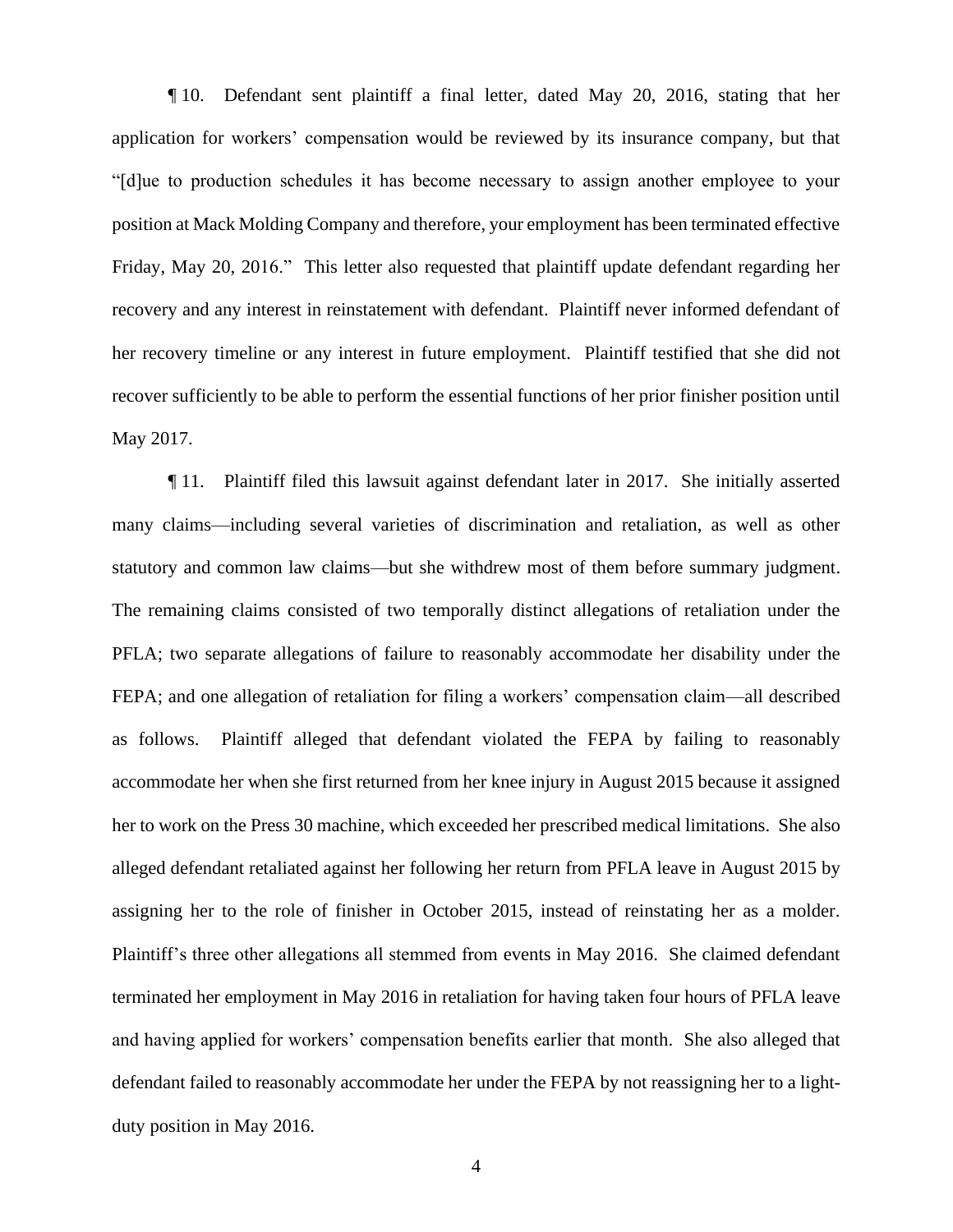¶ 10. Defendant sent plaintiff a final letter, dated May 20, 2016, stating that her application for workers' compensation would be reviewed by its insurance company, but that "[d]ue to production schedules it has become necessary to assign another employee to your position at Mack Molding Company and therefore, your employment has been terminated effective Friday, May 20, 2016." This letter also requested that plaintiff update defendant regarding her recovery and any interest in reinstatement with defendant. Plaintiff never informed defendant of her recovery timeline or any interest in future employment. Plaintiff testified that she did not recover sufficiently to be able to perform the essential functions of her prior finisher position until May 2017.

¶ 11. Plaintiff filed this lawsuit against defendant later in 2017. She initially asserted many claims—including several varieties of discrimination and retaliation, as well as other statutory and common law claims—but she withdrew most of them before summary judgment. The remaining claims consisted of two temporally distinct allegations of retaliation under the PFLA; two separate allegations of failure to reasonably accommodate her disability under the FEPA; and one allegation of retaliation for filing a workers' compensation claim—all described as follows. Plaintiff alleged that defendant violated the FEPA by failing to reasonably accommodate her when she first returned from her knee injury in August 2015 because it assigned her to work on the Press 30 machine, which exceeded her prescribed medical limitations. She also alleged defendant retaliated against her following her return from PFLA leave in August 2015 by assigning her to the role of finisher in October 2015, instead of reinstating her as a molder. Plaintiff's three other allegations all stemmed from events in May 2016. She claimed defendant terminated her employment in May 2016 in retaliation for having taken four hours of PFLA leave and having applied for workers' compensation benefits earlier that month. She also alleged that defendant failed to reasonably accommodate her under the FEPA by not reassigning her to a light-duty position in May 2016.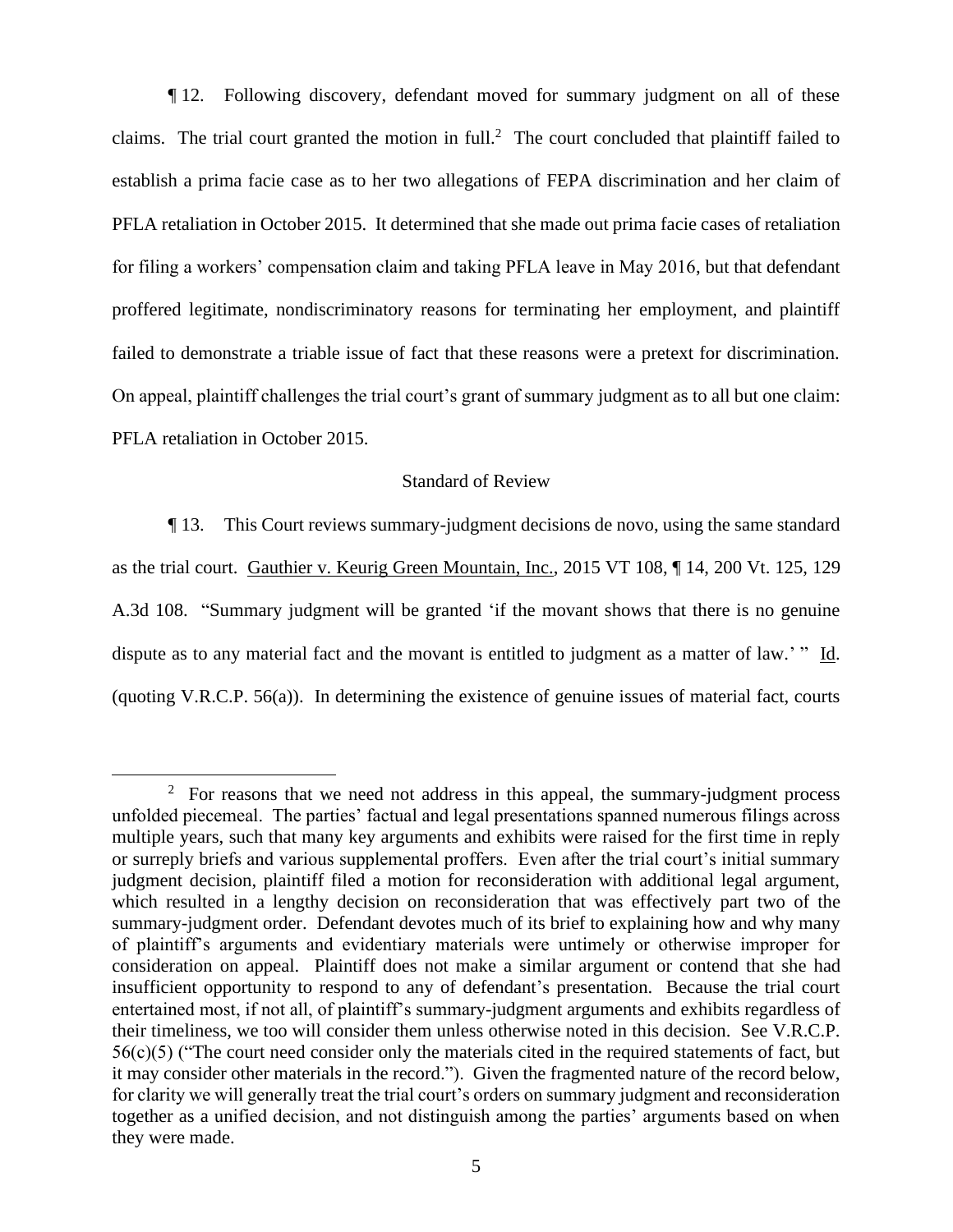¶ 12. Following discovery, defendant moved for summary judgment on all of these claims. The trial court granted the motion in full.[2] The court concluded that plaintiff failed to establish a prima facie case as to her two allegations of FEPA discrimination and her claim of PFLA retaliation in October 2015. It determined that she made out prima facie cases of retaliation for filing a workers' compensation claim and taking PFLA leave in May 2016, but that defendant proffered legitimate, nondiscriminatory reasons for terminating her employment, and plaintiff failed to demonstrate a triable issue of fact that these reasons were a pretext for discrimination. On appeal, plaintiff challenges the trial court's grant of summary judgment as to all but one claim: PFLA retaliation in October 2015.

## Standard of Review

¶ 13. This Court reviews summary-judgment decisions de novo, using the same standard as the trial court. Gauthier v. Keurig Green Mountain, Inc., 2015 VT 108, ¶ 14, 200 Vt. 125, 129 A.3d 108. "Summary judgment will be granted 'if the movant shows that there is no genuine dispute as to any material fact and the movant is entitled to judgment as a matter of law.' " Id. (quoting V.R.C.P. 56(a)). In determining the existence of genuine issues of material fact, courts

---

[2] For reasons that we need not address in this appeal, the summary-judgment process unfolded piecemeal. The parties' factual and legal presentations spanned numerous filings across multiple years, such that many key arguments and exhibits were raised for the first time in reply or surreply briefs and various supplemental proffers. Even after the trial court's initial summary judgment decision, plaintiff filed a motion for reconsideration with additional legal argument, which resulted in a lengthy decision on reconsideration that was effectively part two of the summary-judgment order. Defendant devotes much of its brief to explaining how and why many of plaintiff's arguments and evidentiary materials were untimely or otherwise improper for consideration on appeal. Plaintiff does not make a similar argument or contend that she had insufficient opportunity to respond to any of defendant's presentation. Because the trial court entertained most, if not all, of plaintiff's summary-judgment arguments and exhibits regardless of their timeliness, we too will consider them unless otherwise noted in this decision. See V.R.C.P. 56(c)(5) ("The court need consider only the materials cited in the required statements of fact, but it may consider other materials in the record."). Given the fragmented nature of the record below, for clarity we will generally treat the trial court's orders on summary judgment and reconsideration together as a unified decision, and not distinguish among the parties' arguments based on when they were made.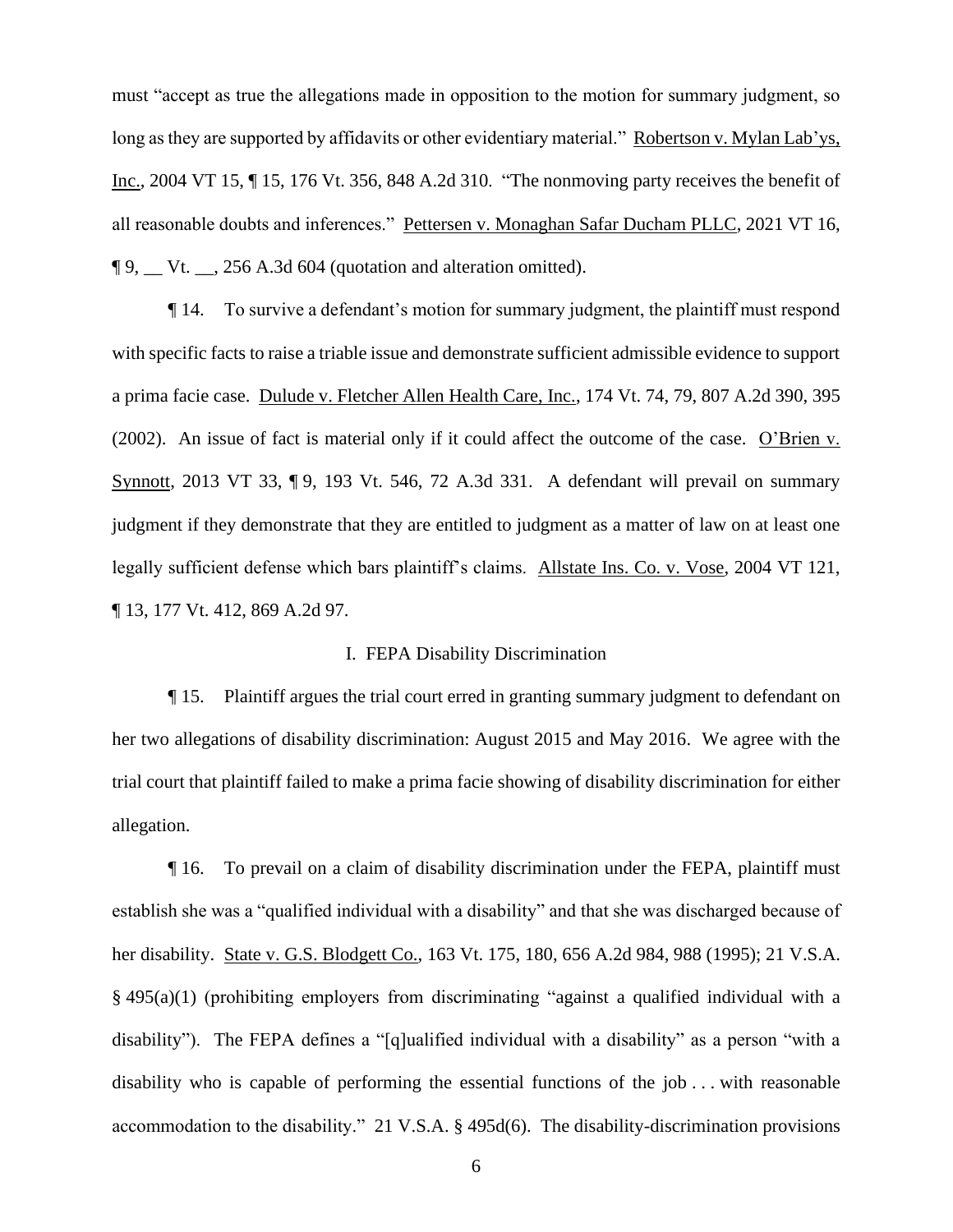must "accept as true the allegations made in opposition to the motion for summary judgment, so long as they are supported by affidavits or other evidentiary material." Robertson v. Mylan Lab'ys, Inc., 2004 VT 15, ¶ 15, 176 Vt. 356, 848 A.2d 310. "The nonmoving party receives the benefit of all reasonable doubts and inferences." Pettersen v. Monaghan Safar Ducham PLLC, 2021 VT 16, ¶ 9, __ Vt. __, 256 A.3d 604 (quotation and alteration omitted).

¶ 14. To survive a defendant's motion for summary judgment, the plaintiff must respond with specific facts to raise a triable issue and demonstrate sufficient admissible evidence to support a prima facie case. Dulude v. Fletcher Allen Health Care, Inc., 174 Vt. 74, 79, 807 A.2d 390, 395 (2002). An issue of fact is material only if it could affect the outcome of the case. O'Brien v. Synnott, 2013 VT 33, ¶ 9, 193 Vt. 546, 72 A.3d 331. A defendant will prevail on summary judgment if they demonstrate that they are entitled to judgment as a matter of law on at least one legally sufficient defense which bars plaintiff's claims. Allstate Ins. Co. v. Vose, 2004 VT 121, ¶ 13, 177 Vt. 412, 869 A.2d 97.

## I. FEPA Disability Discrimination

¶ 15. Plaintiff argues the trial court erred in granting summary judgment to defendant on her two allegations of disability discrimination: August 2015 and May 2016. We agree with the trial court that plaintiff failed to make a prima facie showing of disability discrimination for either allegation.

¶ 16. To prevail on a claim of disability discrimination under the FEPA, plaintiff must establish she was a "qualified individual with a disability" and that she was discharged because of her disability. State v. G.S. Blodgett Co., 163 Vt. 175, 180, 656 A.2d 984, 988 (1995); 21 V.S.A. § 495(a)(1) (prohibiting employers from discriminating "against a qualified individual with a disability"). The FEPA defines a "[q]ualified individual with a disability" as a person "with a disability who is capable of performing the essential functions of the job . . . with reasonable accommodation to the disability." 21 V.S.A. § 495d(6). The disability-discrimination provisions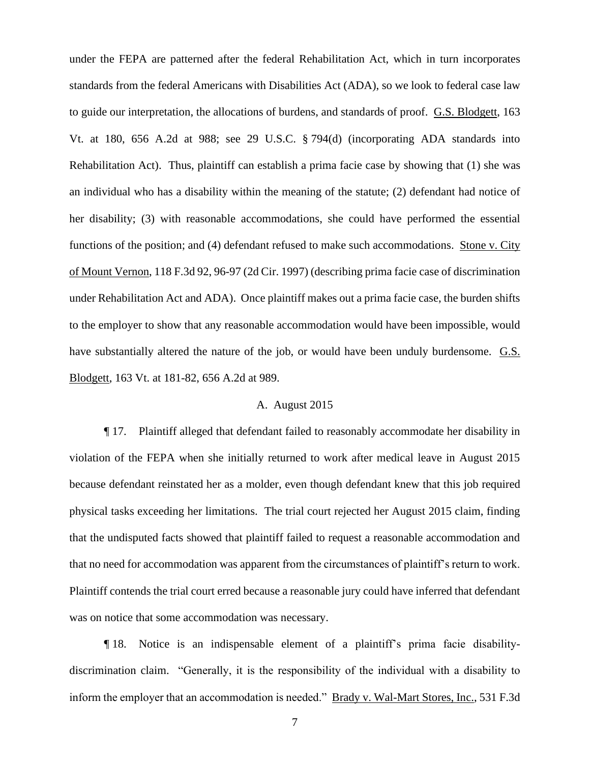under the FEPA are patterned after the federal Rehabilitation Act, which in turn incorporates standards from the federal Americans with Disabilities Act (ADA), so we look to federal case law to guide our interpretation, the allocations of burdens, and standards of proof. G.S. Blodgett, 163 Vt. at 180, 656 A.2d at 988; see 29 U.S.C. § 794(d) (incorporating ADA standards into Rehabilitation Act). Thus, plaintiff can establish a prima facie case by showing that (1) she was an individual who has a disability within the meaning of the statute; (2) defendant had notice of her disability; (3) with reasonable accommodations, she could have performed the essential functions of the position; and (4) defendant refused to make such accommodations. Stone v. City of Mount Vernon, 118 F.3d 92, 96-97 (2d Cir. 1997) (describing prima facie case of discrimination under Rehabilitation Act and ADA). Once plaintiff makes out a prima facie case, the burden shifts to the employer to show that any reasonable accommodation would have been impossible, would have substantially altered the nature of the job, or would have been unduly burdensome. G.S. Blodgett, 163 Vt. at 181-82, 656 A.2d at 989.

## A. August 2015

¶ 17. Plaintiff alleged that defendant failed to reasonably accommodate her disability in violation of the FEPA when she initially returned to work after medical leave in August 2015 because defendant reinstated her as a molder, even though defendant knew that this job required physical tasks exceeding her limitations. The trial court rejected her August 2015 claim, finding that the undisputed facts showed that plaintiff failed to request a reasonable accommodation and that no need for accommodation was apparent from the circumstances of plaintiff's return to work. Plaintiff contends the trial court erred because a reasonable jury could have inferred that defendant was on notice that some accommodation was necessary.

¶ 18. Notice is an indispensable element of a plaintiff's prima facie disability-discrimination claim. "Generally, it is the responsibility of the individual with a disability to inform the employer that an accommodation is needed." Brady v. Wal-Mart Stores, Inc., 531 F.3d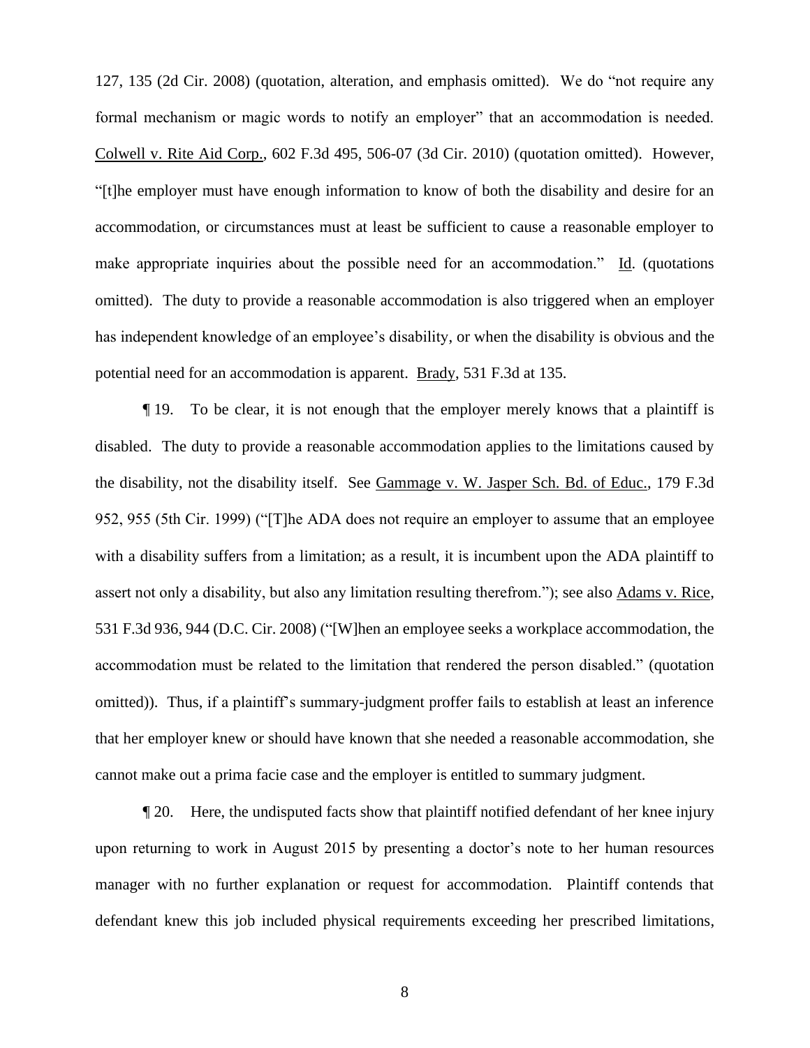127, 135 (2d Cir. 2008) (quotation, alteration, and emphasis omitted). We do "not require any formal mechanism or magic words to notify an employer" that an accommodation is needed. Colwell v. Rite Aid Corp., 602 F.3d 495, 506-07 (3d Cir. 2010) (quotation omitted). However, "[t]he employer must have enough information to know of both the disability and desire for an accommodation, or circumstances must at least be sufficient to cause a reasonable employer to make appropriate inquiries about the possible need for an accommodation." Id. (quotations omitted). The duty to provide a reasonable accommodation is also triggered when an employer has independent knowledge of an employee's disability, or when the disability is obvious and the potential need for an accommodation is apparent. Brady, 531 F.3d at 135.

¶ 19. To be clear, it is not enough that the employer merely knows that a plaintiff is disabled. The duty to provide a reasonable accommodation applies to the limitations caused by the disability, not the disability itself. See Gammage v. W. Jasper Sch. Bd. of Educ., 179 F.3d 952, 955 (5th Cir. 1999) ("[T]he ADA does not require an employer to assume that an employee with a disability suffers from a limitation; as a result, it is incumbent upon the ADA plaintiff to assert not only a disability, but also any limitation resulting therefrom."); see also Adams v. Rice, 531 F.3d 936, 944 (D.C. Cir. 2008) ("[W]hen an employee seeks a workplace accommodation, the accommodation must be related to the limitation that rendered the person disabled." (quotation omitted)). Thus, if a plaintiff's summary-judgment proffer fails to establish at least an inference that her employer knew or should have known that she needed a reasonable accommodation, she cannot make out a prima facie case and the employer is entitled to summary judgment.

¶ 20. Here, the undisputed facts show that plaintiff notified defendant of her knee injury upon returning to work in August 2015 by presenting a doctor's note to her human resources manager with no further explanation or request for accommodation. Plaintiff contends that defendant knew this job included physical requirements exceeding her prescribed limitations,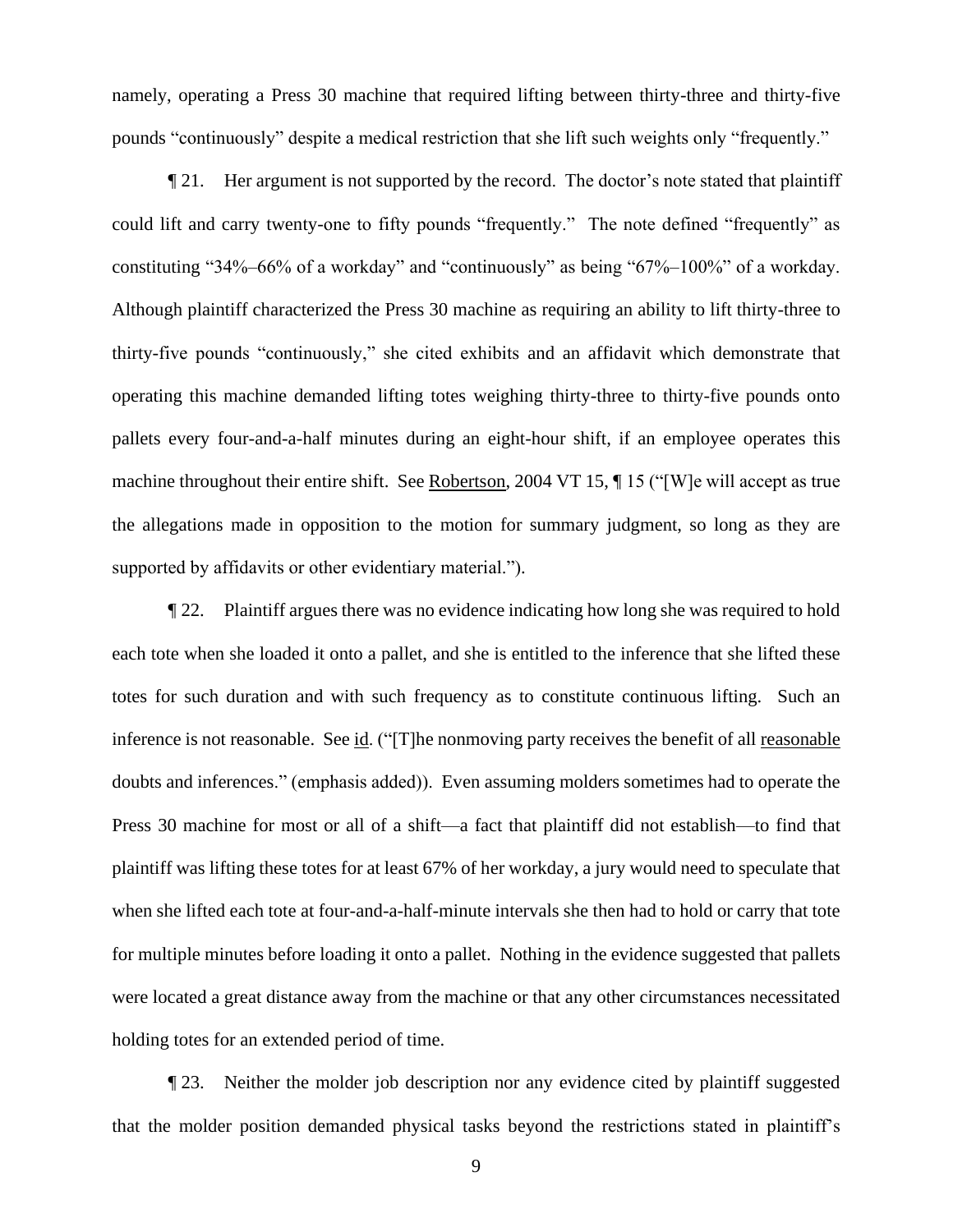namely, operating a Press 30 machine that required lifting between thirty-three and thirty-five pounds "continuously" despite a medical restriction that she lift such weights only "frequently."

¶ 21. Her argument is not supported by the record. The doctor's note stated that plaintiff could lift and carry twenty-one to fifty pounds "frequently." The note defined "frequently" as constituting "34%–66% of a workday" and "continuously" as being "67%–100%" of a workday. Although plaintiff characterized the Press 30 machine as requiring an ability to lift thirty-three to thirty-five pounds "continuously," she cited exhibits and an affidavit which demonstrate that operating this machine demanded lifting totes weighing thirty-three to thirty-five pounds onto pallets every four-and-a-half minutes during an eight-hour shift, if an employee operates this machine throughout their entire shift. See Robertson, 2004 VT 15, ¶ 15 ("[W]e will accept as true the allegations made in opposition to the motion for summary judgment, so long as they are supported by affidavits or other evidentiary material.").

¶ 22. Plaintiff argues there was no evidence indicating how long she was required to hold each tote when she loaded it onto a pallet, and she is entitled to the inference that she lifted these totes for such duration and with such frequency as to constitute continuous lifting. Such an inference is not reasonable. See id. ("[T]he nonmoving party receives the benefit of all reasonable doubts and inferences." (emphasis added)). Even assuming molders sometimes had to operate the Press 30 machine for most or all of a shift—a fact that plaintiff did not establish—to find that plaintiff was lifting these totes for at least 67% of her workday, a jury would need to speculate that when she lifted each tote at four-and-a-half-minute intervals she then had to hold or carry that tote for multiple minutes before loading it onto a pallet. Nothing in the evidence suggested that pallets were located a great distance away from the machine or that any other circumstances necessitated holding totes for an extended period of time.

¶ 23. Neither the molder job description nor any evidence cited by plaintiff suggested that the molder position demanded physical tasks beyond the restrictions stated in plaintiff's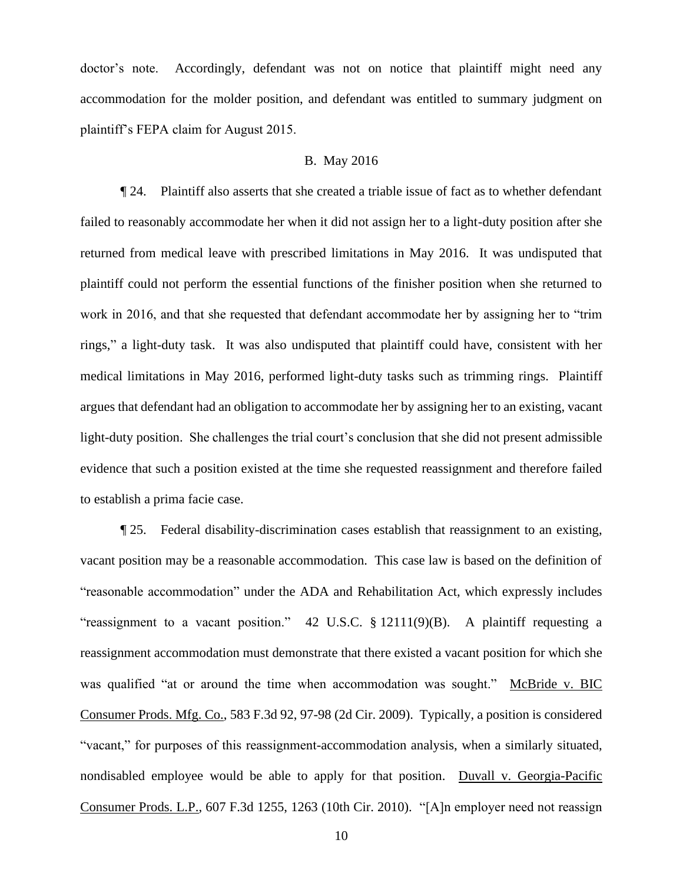doctor's note. Accordingly, defendant was not on notice that plaintiff might need any accommodation for the molder position, and defendant was entitled to summary judgment on plaintiff's FEPA claim for August 2015.

### B. May 2016

¶ 24. Plaintiff also asserts that she created a triable issue of fact as to whether defendant failed to reasonably accommodate her when it did not assign her to a light-duty position after she returned from medical leave with prescribed limitations in May 2016. It was undisputed that plaintiff could not perform the essential functions of the finisher position when she returned to work in 2016, and that she requested that defendant accommodate her by assigning her to "trim rings," a light-duty task. It was also undisputed that plaintiff could have, consistent with her medical limitations in May 2016, performed light-duty tasks such as trimming rings. Plaintiff argues that defendant had an obligation to accommodate her by assigning her to an existing, vacant light-duty position. She challenges the trial court's conclusion that she did not present admissible evidence that such a position existed at the time she requested reassignment and therefore failed to establish a prima facie case.

¶ 25. Federal disability-discrimination cases establish that reassignment to an existing, vacant position may be a reasonable accommodation. This case law is based on the definition of "reasonable accommodation" under the ADA and Rehabilitation Act, which expressly includes "reassignment to a vacant position." 42 U.S.C. § 12111(9)(B). A plaintiff requesting a reassignment accommodation must demonstrate that there existed a vacant position for which she was qualified "at or around the time when accommodation was sought." McBride v. BIC Consumer Prods. Mfg. Co., 583 F.3d 92, 97-98 (2d Cir. 2009). Typically, a position is considered "vacant," for purposes of this reassignment-accommodation analysis, when a similarly situated, nondisabled employee would be able to apply for that position. Duvall v. Georgia-Pacific Consumer Prods. L.P., 607 F.3d 1255, 1263 (10th Cir. 2010). "[A]n employer need not reassign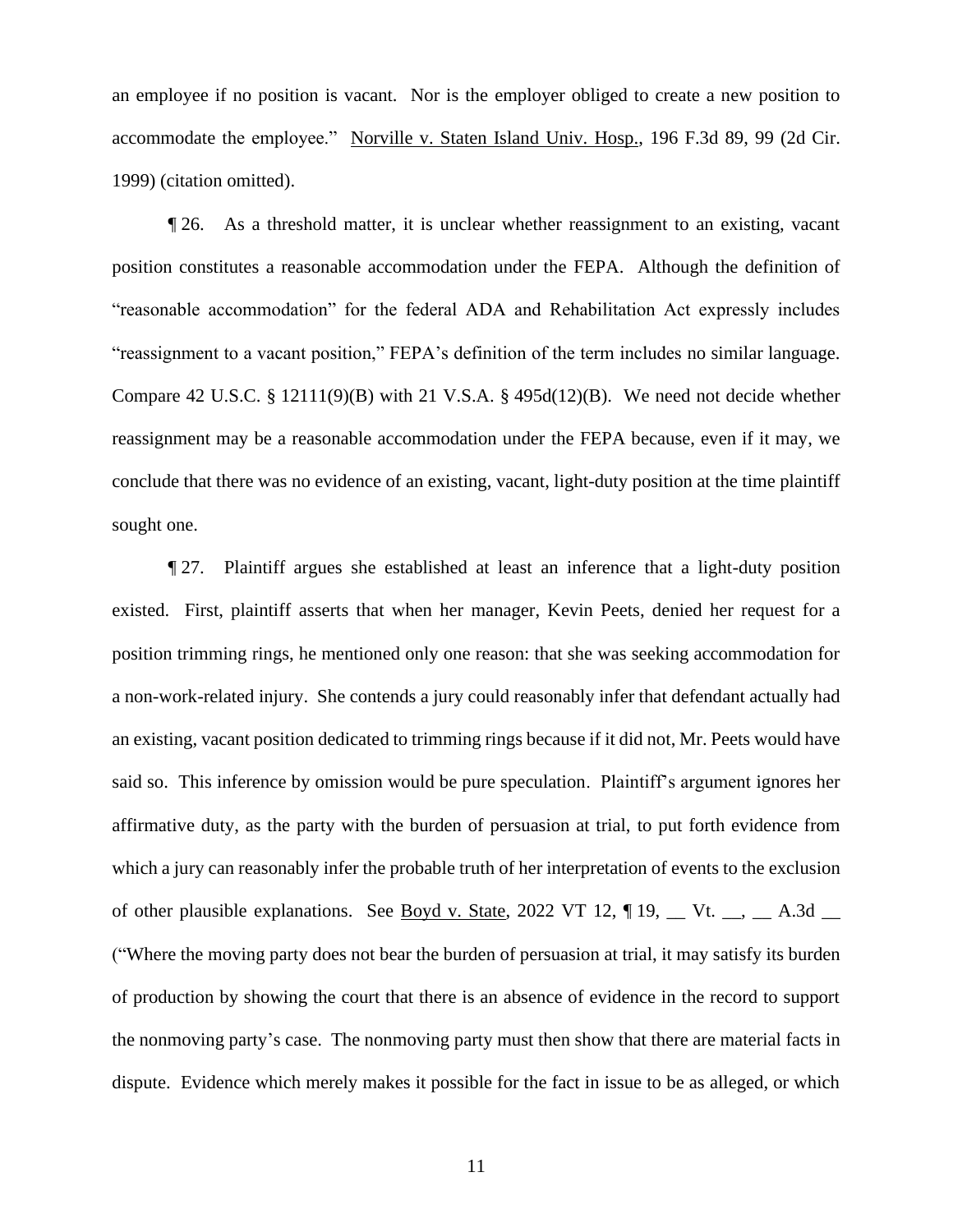an employee if no position is vacant. Nor is the employer obliged to create a new position to accommodate the employee." Norville v. Staten Island Univ. Hosp., 196 F.3d 89, 99 (2d Cir. 1999) (citation omitted).

¶ 26. As a threshold matter, it is unclear whether reassignment to an existing, vacant position constitutes a reasonable accommodation under the FEPA. Although the definition of "reasonable accommodation" for the federal ADA and Rehabilitation Act expressly includes "reassignment to a vacant position," FEPA's definition of the term includes no similar language. Compare 42 U.S.C. § 12111(9)(B) with 21 V.S.A. § 495d(12)(B). We need not decide whether reassignment may be a reasonable accommodation under the FEPA because, even if it may, we conclude that there was no evidence of an existing, vacant, light-duty position at the time plaintiff sought one.

¶ 27. Plaintiff argues she established at least an inference that a light-duty position existed. First, plaintiff asserts that when her manager, Kevin Peets, denied her request for a position trimming rings, he mentioned only one reason: that she was seeking accommodation for a non-work-related injury. She contends a jury could reasonably infer that defendant actually had an existing, vacant position dedicated to trimming rings because if it did not, Mr. Peets would have said so. This inference by omission would be pure speculation. Plaintiff's argument ignores her affirmative duty, as the party with the burden of persuasion at trial, to put forth evidence from which a jury can reasonably infer the probable truth of her interpretation of events to the exclusion of other plausible explanations. See Boyd v. State, 2022 VT 12, ¶ 19, __ Vt. __, __ A.3d __ ("Where the moving party does not bear the burden of persuasion at trial, it may satisfy its burden of production by showing the court that there is an absence of evidence in the record to support the nonmoving party's case. The nonmoving party must then show that there are material facts in dispute. Evidence which merely makes it possible for the fact in issue to be as alleged, or which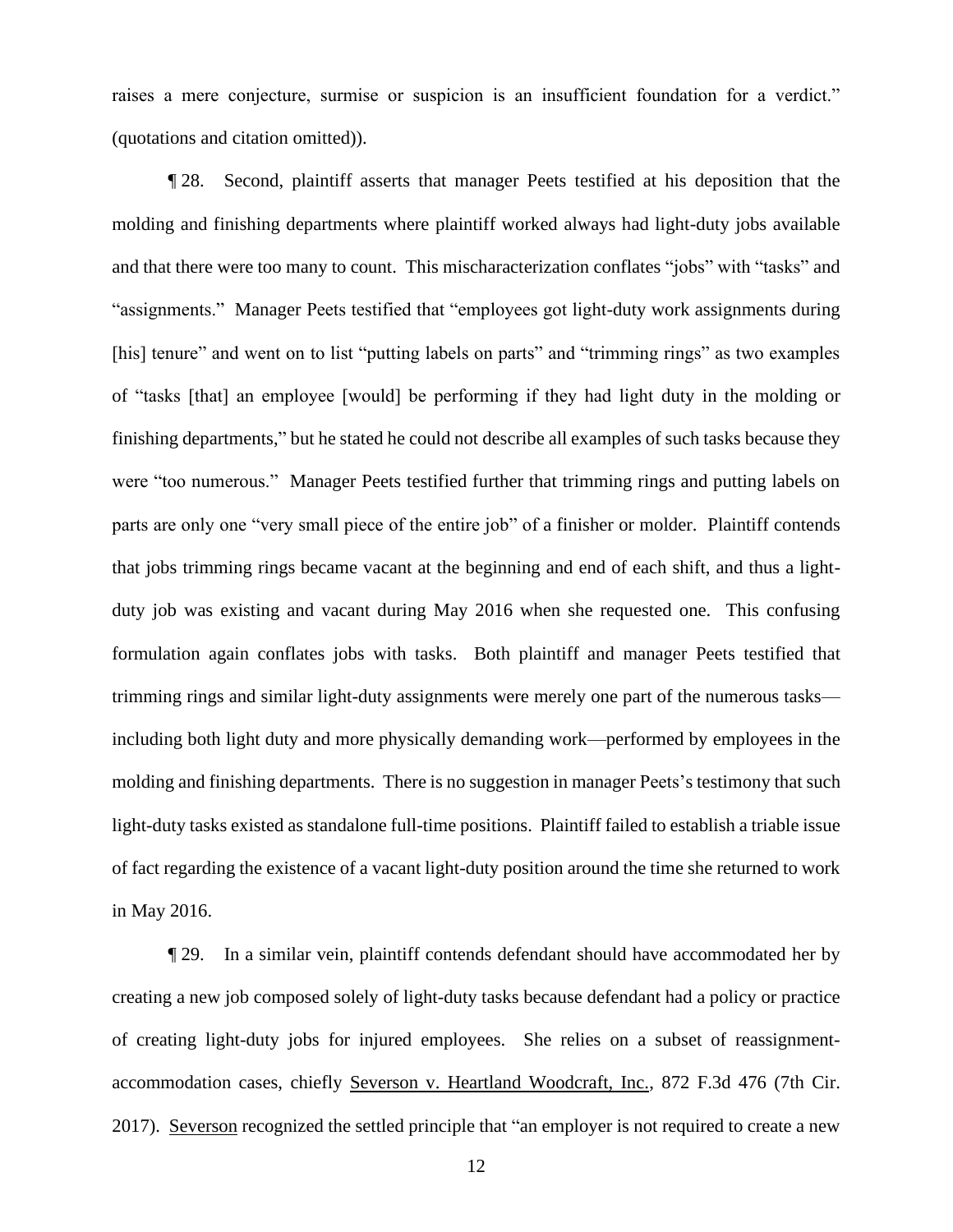raises a mere conjecture, surmise or suspicion is an insufficient foundation for a verdict." (quotations and citation omitted)).

¶ 28. Second, plaintiff asserts that manager Peets testified at his deposition that the molding and finishing departments where plaintiff worked always had light-duty jobs available and that there were too many to count. This mischaracterization conflates "jobs" with "tasks" and "assignments." Manager Peets testified that "employees got light-duty work assignments during [his] tenure" and went on to list "putting labels on parts" and "trimming rings" as two examples of "tasks [that] an employee [would] be performing if they had light duty in the molding or finishing departments," but he stated he could not describe all examples of such tasks because they were "too numerous." Manager Peets testified further that trimming rings and putting labels on parts are only one "very small piece of the entire job" of a finisher or molder. Plaintiff contends that jobs trimming rings became vacant at the beginning and end of each shift, and thus a light-duty job was existing and vacant during May 2016 when she requested one. This confusing formulation again conflates jobs with tasks. Both plaintiff and manager Peets testified that trimming rings and similar light-duty assignments were merely one part of the numerous tasks—including both light duty and more physically demanding work—performed by employees in the molding and finishing departments. There is no suggestion in manager Peets's testimony that such light-duty tasks existed as standalone full-time positions. Plaintiff failed to establish a triable issue of fact regarding the existence of a vacant light-duty position around the time she returned to work in May 2016.

¶ 29. In a similar vein, plaintiff contends defendant should have accommodated her by creating a new job composed solely of light-duty tasks because defendant had a policy or practice of creating light-duty jobs for injured employees. She relies on a subset of reassignment-accommodation cases, chiefly Severson v. Heartland Woodcraft, Inc., 872 F.3d 476 (7th Cir. 2017). Severson recognized the settled principle that "an employer is not required to create a new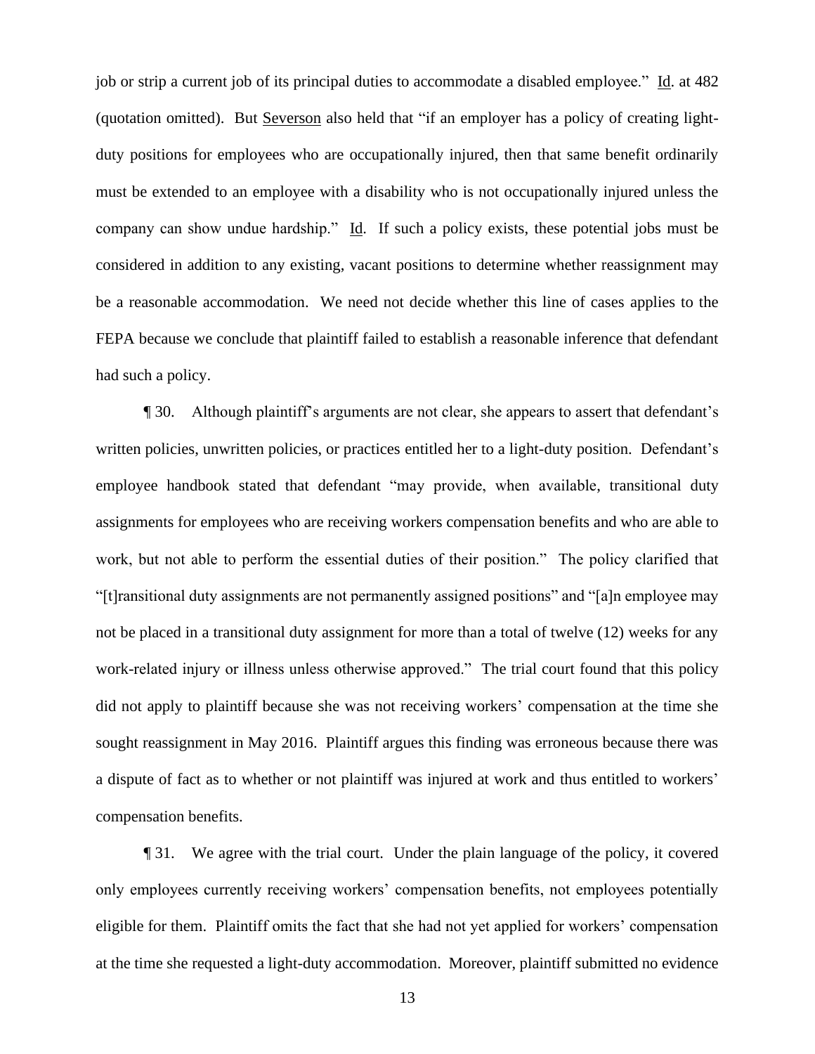job or strip a current job of its principal duties to accommodate a disabled employee." Id. at 482 (quotation omitted). But Severson also held that "if an employer has a policy of creating light-duty positions for employees who are occupationally injured, then that same benefit ordinarily must be extended to an employee with a disability who is not occupationally injured unless the company can show undue hardship." Id. If such a policy exists, these potential jobs must be considered in addition to any existing, vacant positions to determine whether reassignment may be a reasonable accommodation. We need not decide whether this line of cases applies to the FEPA because we conclude that plaintiff failed to establish a reasonable inference that defendant had such a policy.

¶ 30. Although plaintiff's arguments are not clear, she appears to assert that defendant's written policies, unwritten policies, or practices entitled her to a light-duty position. Defendant's employee handbook stated that defendant "may provide, when available, transitional duty assignments for employees who are receiving workers compensation benefits and who are able to work, but not able to perform the essential duties of their position." The policy clarified that "[t]ransitional duty assignments are not permanently assigned positions" and "[a]n employee may not be placed in a transitional duty assignment for more than a total of twelve (12) weeks for any work-related injury or illness unless otherwise approved." The trial court found that this policy did not apply to plaintiff because she was not receiving workers' compensation at the time she sought reassignment in May 2016. Plaintiff argues this finding was erroneous because there was a dispute of fact as to whether or not plaintiff was injured at work and thus entitled to workers' compensation benefits.

¶ 31. We agree with the trial court. Under the plain language of the policy, it covered only employees currently receiving workers' compensation benefits, not employees potentially eligible for them. Plaintiff omits the fact that she had not yet applied for workers' compensation at the time she requested a light-duty accommodation. Moreover, plaintiff submitted no evidence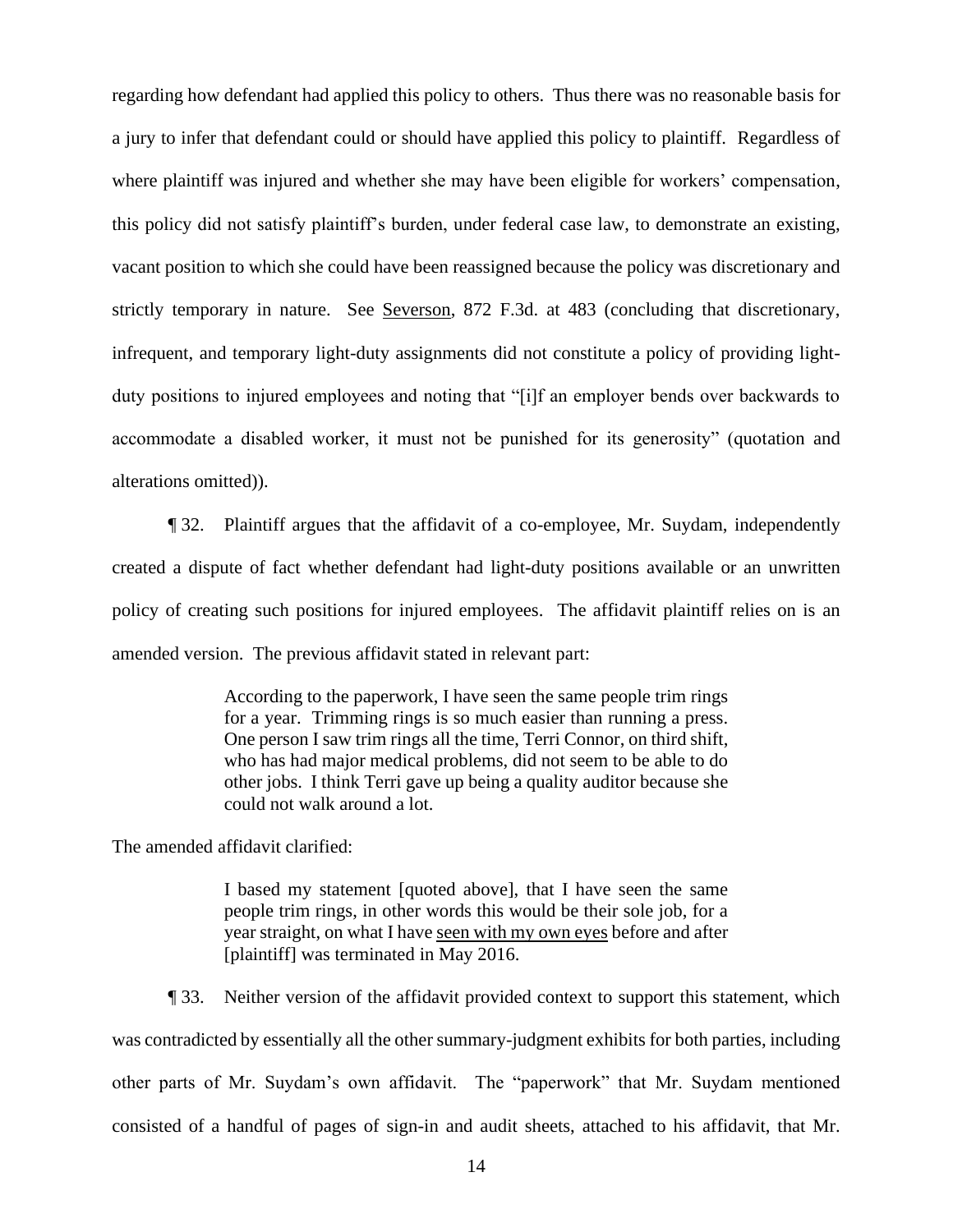regarding how defendant had applied this policy to others. Thus there was no reasonable basis for a jury to infer that defendant could or should have applied this policy to plaintiff. Regardless of where plaintiff was injured and whether she may have been eligible for workers' compensation, this policy did not satisfy plaintiff's burden, under federal case law, to demonstrate an existing, vacant position to which she could have been reassigned because the policy was discretionary and strictly temporary in nature. See Severson, 872 F.3d. at 483 (concluding that discretionary, infrequent, and temporary light-duty assignments did not constitute a policy of providing light-duty positions to injured employees and noting that "[i]f an employer bends over backwards to accommodate a disabled worker, it must not be punished for its generosity" (quotation and alterations omitted)).

¶ 32. Plaintiff argues that the affidavit of a co-employee, Mr. Suydam, independently created a dispute of fact whether defendant had light-duty positions available or an unwritten policy of creating such positions for injured employees. The affidavit plaintiff relies on is an amended version. The previous affidavit stated in relevant part:

> According to the paperwork, I have seen the same people trim rings for a year. Trimming rings is so much easier than running a press. One person I saw trim rings all the time, Terri Connor, on third shift, who has had major medical problems, did not seem to be able to do other jobs. I think Terri gave up being a quality auditor because she could not walk around a lot.

The amended affidavit clarified:

> I based my statement [quoted above], that I have seen the same people trim rings, in other words this would be their sole job, for a year straight, on what I have <u>seen with my own eyes</u> before and after [plaintiff] was terminated in May 2016.

¶ 33. Neither version of the affidavit provided context to support this statement, which was contradicted by essentially all the other summary-judgment exhibits for both parties, including other parts of Mr. Suydam's own affidavit. The "paperwork" that Mr. Suydam mentioned consisted of a handful of pages of sign-in and audit sheets, attached to his affidavit, that Mr.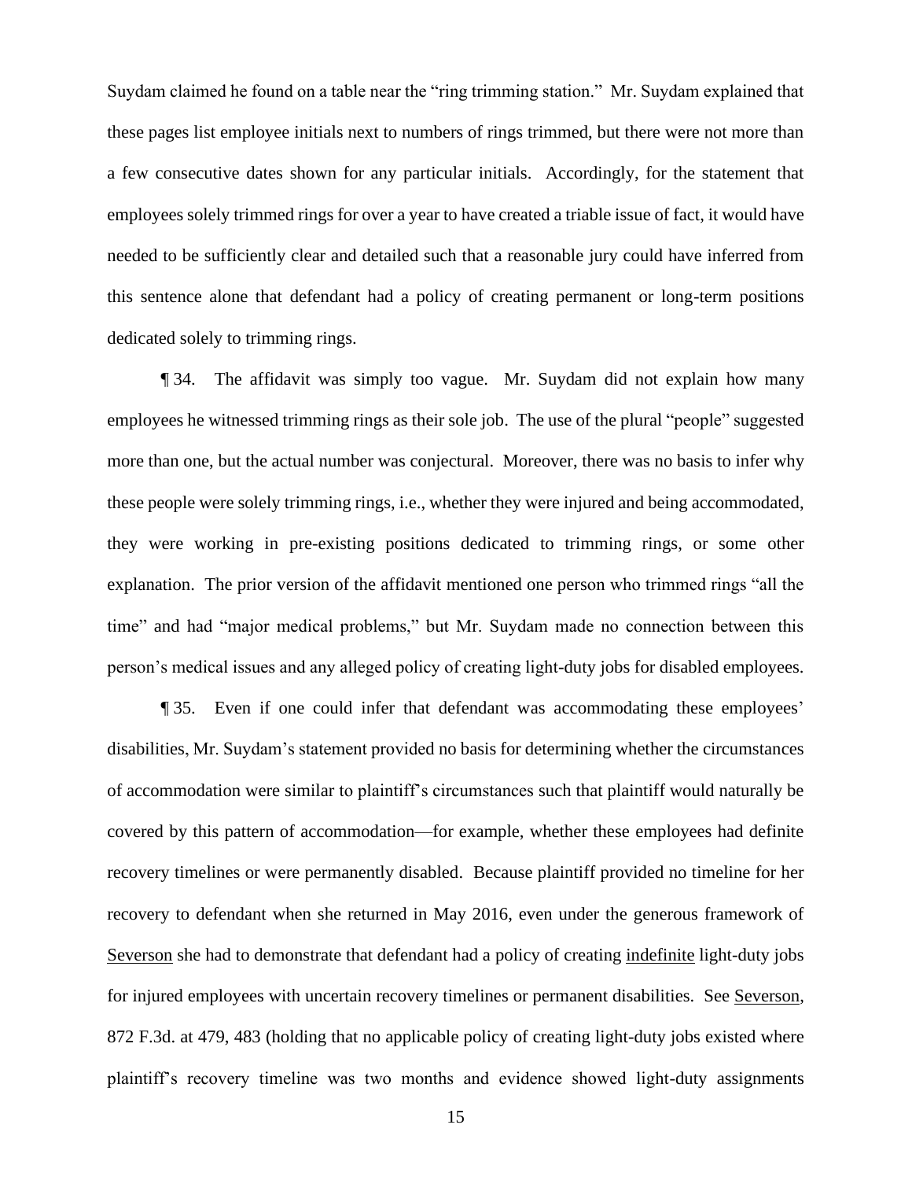Suydam claimed he found on a table near the "ring trimming station." Mr. Suydam explained that these pages list employee initials next to numbers of rings trimmed, but there were not more than a few consecutive dates shown for any particular initials. Accordingly, for the statement that employees solely trimmed rings for over a year to have created a triable issue of fact, it would have needed to be sufficiently clear and detailed such that a reasonable jury could have inferred from this sentence alone that defendant had a policy of creating permanent or long-term positions dedicated solely to trimming rings.

¶ 34. The affidavit was simply too vague. Mr. Suydam did not explain how many employees he witnessed trimming rings as their sole job. The use of the plural "people" suggested more than one, but the actual number was conjectural. Moreover, there was no basis to infer why these people were solely trimming rings, i.e., whether they were injured and being accommodated, they were working in pre-existing positions dedicated to trimming rings, or some other explanation. The prior version of the affidavit mentioned one person who trimmed rings "all the time" and had "major medical problems," but Mr. Suydam made no connection between this person's medical issues and any alleged policy of creating light-duty jobs for disabled employees.

¶ 35. Even if one could infer that defendant was accommodating these employees' disabilities, Mr. Suydam's statement provided no basis for determining whether the circumstances of accommodation were similar to plaintiff's circumstances such that plaintiff would naturally be covered by this pattern of accommodation—for example, whether these employees had definite recovery timelines or were permanently disabled. Because plaintiff provided no timeline for her recovery to defendant when she returned in May 2016, even under the generous framework of <u>Severson</u> she had to demonstrate that defendant had a policy of creating <u>indefinite</u> light-duty jobs for injured employees with uncertain recovery timelines or permanent disabilities. See <u>Severson</u>, 872 F.3d. at 479, 483 (holding that no applicable policy of creating light-duty jobs existed where plaintiff's recovery timeline was two months and evidence showed light-duty assignments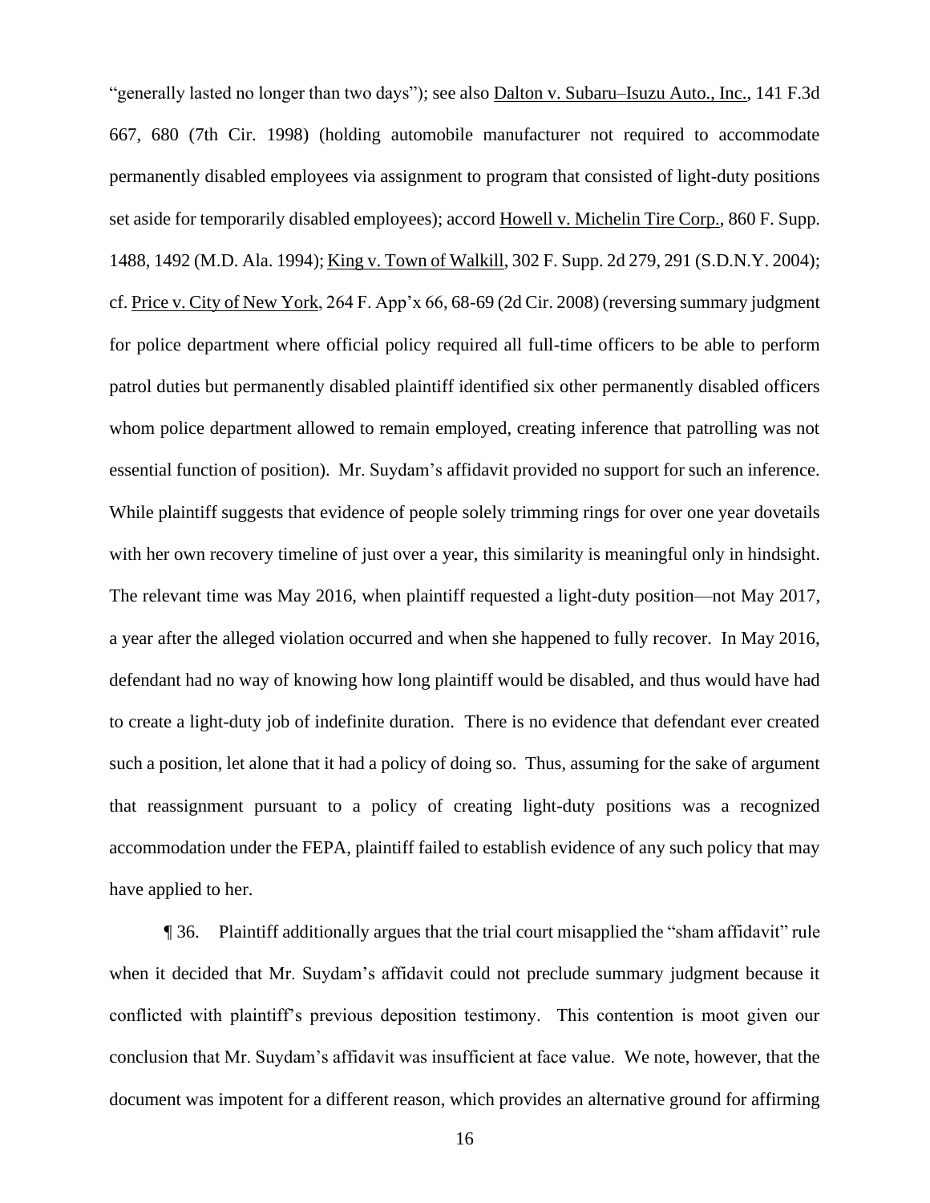"generally lasted no longer than two days"); see also Dalton v. Subaru–Isuzu Auto., Inc., 141 F.3d 667, 680 (7th Cir. 1998) (holding automobile manufacturer not required to accommodate permanently disabled employees via assignment to program that consisted of light-duty positions set aside for temporarily disabled employees); accord Howell v. Michelin Tire Corp., 860 F. Supp. 1488, 1492 (M.D. Ala. 1994); King v. Town of Walkill, 302 F. Supp. 2d 279, 291 (S.D.N.Y. 2004); cf. Price v. City of New York, 264 F. App'x 66, 68-69 (2d Cir. 2008) (reversing summary judgment for police department where official policy required all full-time officers to be able to perform patrol duties but permanently disabled plaintiff identified six other permanently disabled officers whom police department allowed to remain employed, creating inference that patrolling was not essential function of position). Mr. Suydam's affidavit provided no support for such an inference. While plaintiff suggests that evidence of people solely trimming rings for over one year dovetails with her own recovery timeline of just over a year, this similarity is meaningful only in hindsight. The relevant time was May 2016, when plaintiff requested a light-duty position—not May 2017, a year after the alleged violation occurred and when she happened to fully recover. In May 2016, defendant had no way of knowing how long plaintiff would be disabled, and thus would have had to create a light-duty job of indefinite duration. There is no evidence that defendant ever created such a position, let alone that it had a policy of doing so. Thus, assuming for the sake of argument that reassignment pursuant to a policy of creating light-duty positions was a recognized accommodation under the FEPA, plaintiff failed to establish evidence of any such policy that may have applied to her.

¶ 36. Plaintiff additionally argues that the trial court misapplied the "sham affidavit" rule when it decided that Mr. Suydam's affidavit could not preclude summary judgment because it conflicted with plaintiff's previous deposition testimony. This contention is moot given our conclusion that Mr. Suydam's affidavit was insufficient at face value. We note, however, that the document was impotent for a different reason, which provides an alternative ground for affirming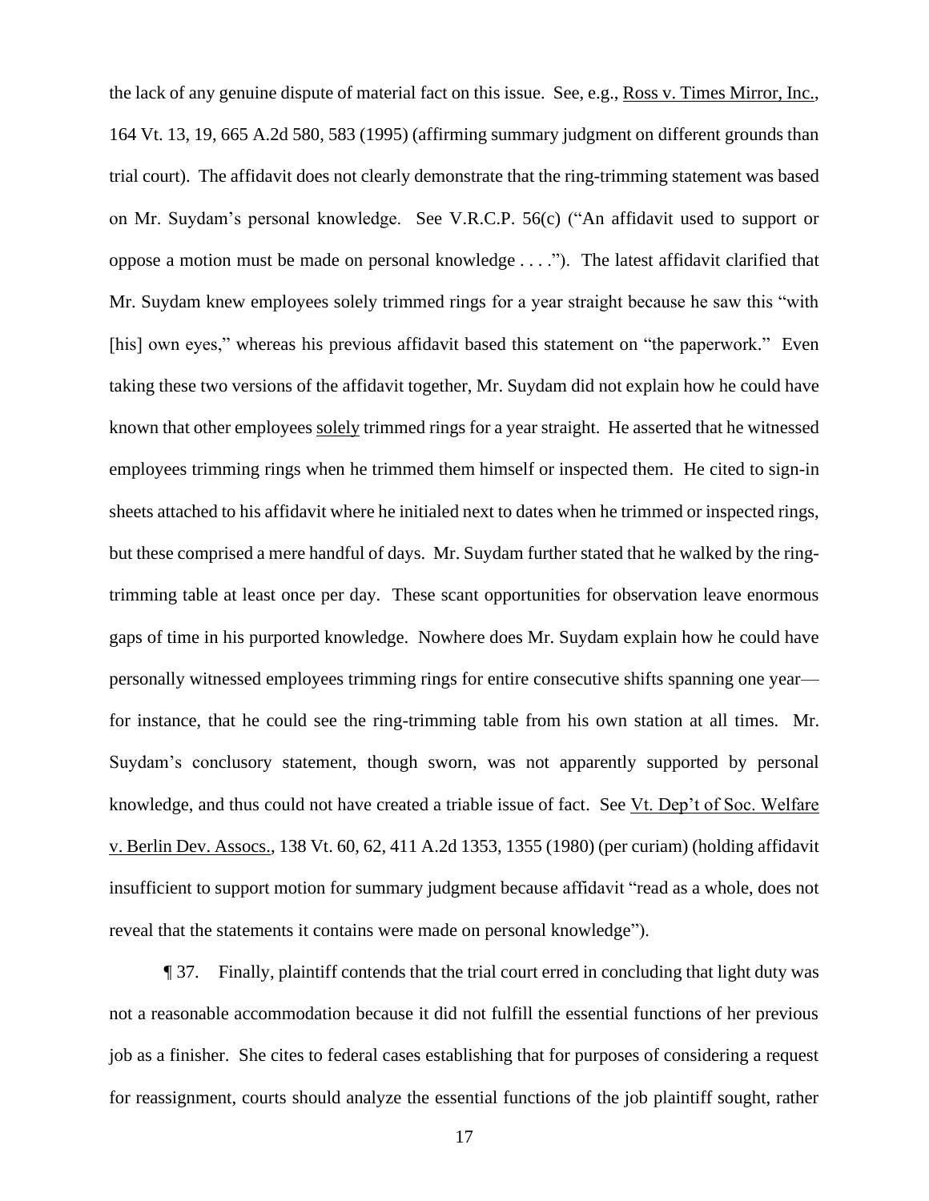the lack of any genuine dispute of material fact on this issue. See, e.g., Ross v. Times Mirror, Inc., 164 Vt. 13, 19, 665 A.2d 580, 583 (1995) (affirming summary judgment on different grounds than trial court). The affidavit does not clearly demonstrate that the ring-trimming statement was based on Mr. Suydam's personal knowledge. See V.R.C.P. 56(c) ("An affidavit used to support or oppose a motion must be made on personal knowledge . . . ."). The latest affidavit clarified that Mr. Suydam knew employees solely trimmed rings for a year straight because he saw this "with [his] own eyes," whereas his previous affidavit based this statement on "the paperwork." Even taking these two versions of the affidavit together, Mr. Suydam did not explain how he could have known that other employees solely trimmed rings for a year straight. He asserted that he witnessed employees trimming rings when he trimmed them himself or inspected them. He cited to sign-in sheets attached to his affidavit where he initialed next to dates when he trimmed or inspected rings, but these comprised a mere handful of days. Mr. Suydam further stated that he walked by the ring-trimming table at least once per day. These scant opportunities for observation leave enormous gaps of time in his purported knowledge. Nowhere does Mr. Suydam explain how he could have personally witnessed employees trimming rings for entire consecutive shifts spanning one year—for instance, that he could see the ring-trimming table from his own station at all times. Mr. Suydam's conclusory statement, though sworn, was not apparently supported by personal knowledge, and thus could not have created a triable issue of fact. See Vt. Dep't of Soc. Welfare v. Berlin Dev. Assocs., 138 Vt. 60, 62, 411 A.2d 1353, 1355 (1980) (per curiam) (holding affidavit insufficient to support motion for summary judgment because affidavit "read as a whole, does not reveal that the statements it contains were made on personal knowledge").

¶ 37. Finally, plaintiff contends that the trial court erred in concluding that light duty was not a reasonable accommodation because it did not fulfill the essential functions of her previous job as a finisher. She cites to federal cases establishing that for purposes of considering a request for reassignment, courts should analyze the essential functions of the job plaintiff sought, rather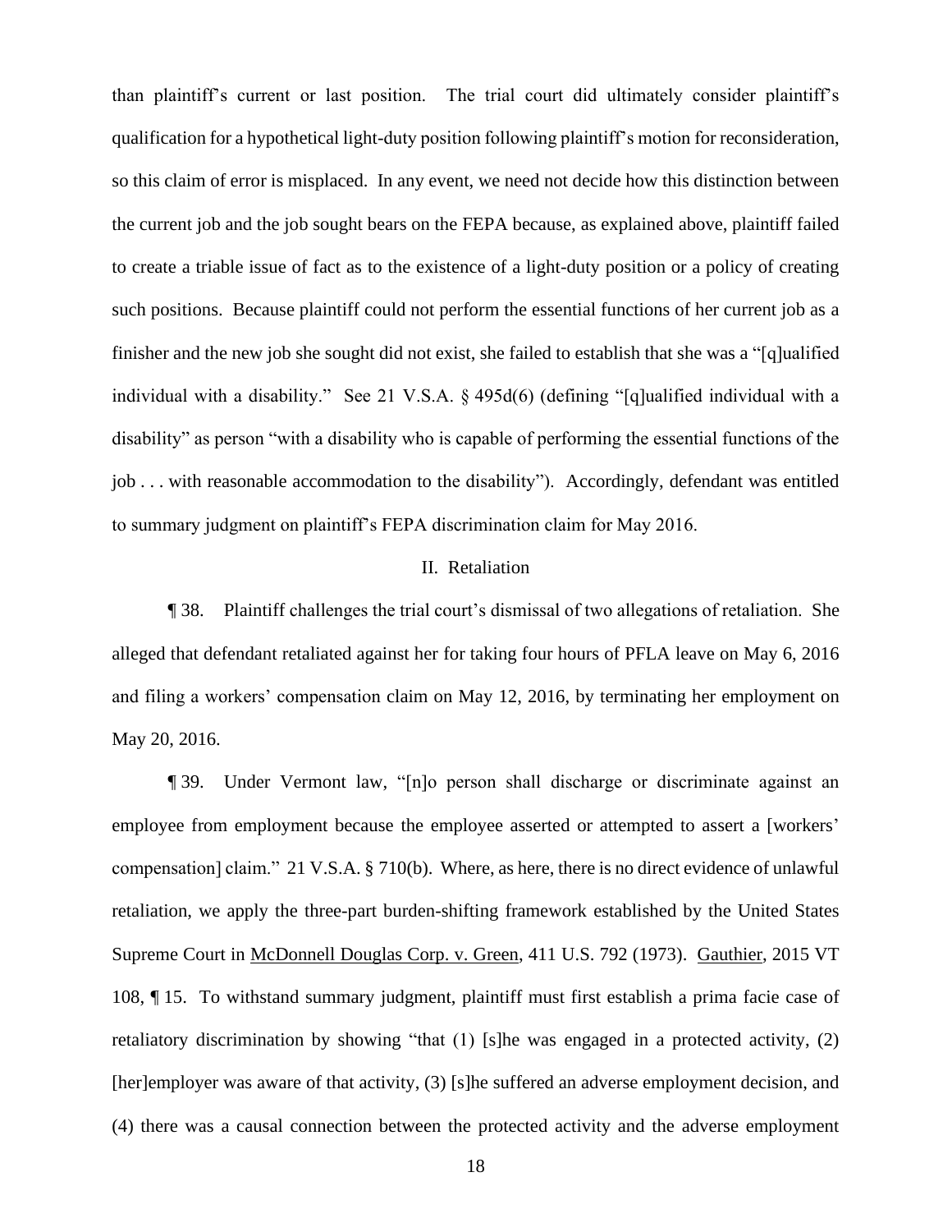than plaintiff's current or last position. The trial court did ultimately consider plaintiff's qualification for a hypothetical light-duty position following plaintiff's motion for reconsideration, so this claim of error is misplaced. In any event, we need not decide how this distinction between the current job and the job sought bears on the FEPA because, as explained above, plaintiff failed to create a triable issue of fact as to the existence of a light-duty position or a policy of creating such positions. Because plaintiff could not perform the essential functions of her current job as a finisher and the new job she sought did not exist, she failed to establish that she was a "[q]ualified individual with a disability." See 21 V.S.A. § 495d(6) (defining "[q]ualified individual with a disability" as person "with a disability who is capable of performing the essential functions of the job . . . with reasonable accommodation to the disability"). Accordingly, defendant was entitled to summary judgment on plaintiff's FEPA discrimination claim for May 2016.

## II. Retaliation

¶ 38. Plaintiff challenges the trial court's dismissal of two allegations of retaliation. She alleged that defendant retaliated against her for taking four hours of PFLA leave on May 6, 2016 and filing a workers' compensation claim on May 12, 2016, by terminating her employment on May 20, 2016.

¶ 39. Under Vermont law, "[n]o person shall discharge or discriminate against an employee from employment because the employee asserted or attempted to assert a [workers' compensation] claim." 21 V.S.A. § 710(b). Where, as here, there is no direct evidence of unlawful retaliation, we apply the three-part burden-shifting framework established by the United States Supreme Court in McDonnell Douglas Corp. v. Green, 411 U.S. 792 (1973). Gauthier, 2015 VT 108, ¶ 15. To withstand summary judgment, plaintiff must first establish a prima facie case of retaliatory discrimination by showing "that (1) [s]he was engaged in a protected activity, (2) [her]employer was aware of that activity, (3) [s]he suffered an adverse employment decision, and (4) there was a causal connection between the protected activity and the adverse employment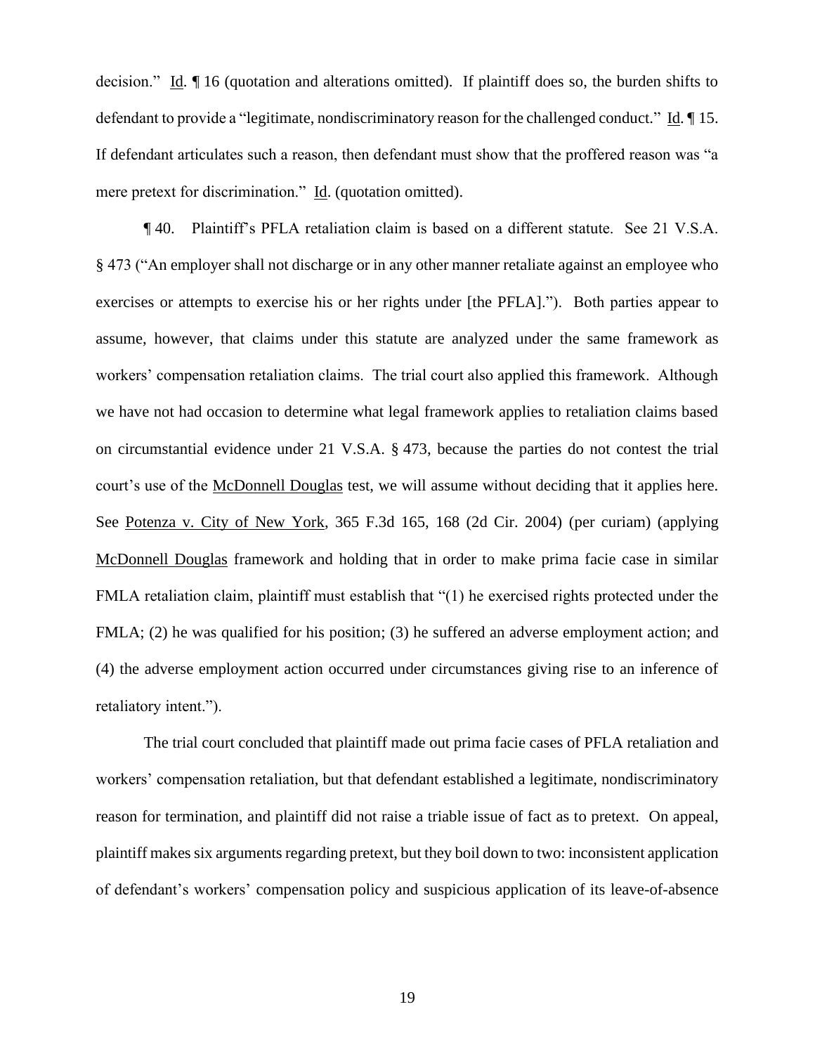decision." Id. ¶ 16 (quotation and alterations omitted). If plaintiff does so, the burden shifts to defendant to provide a "legitimate, nondiscriminatory reason for the challenged conduct." Id. ¶ 15. If defendant articulates such a reason, then defendant must show that the proffered reason was "a mere pretext for discrimination." Id. (quotation omitted).

¶ 40. Plaintiff's PFLA retaliation claim is based on a different statute. See 21 V.S.A. § 473 ("An employer shall not discharge or in any other manner retaliate against an employee who exercises or attempts to exercise his or her rights under [the PFLA]."). Both parties appear to assume, however, that claims under this statute are analyzed under the same framework as workers' compensation retaliation claims. The trial court also applied this framework. Although we have not had occasion to determine what legal framework applies to retaliation claims based on circumstantial evidence under 21 V.S.A. § 473, because the parties do not contest the trial court's use of the McDonnell Douglas test, we will assume without deciding that it applies here. See Potenza v. City of New York, 365 F.3d 165, 168 (2d Cir. 2004) (per curiam) (applying McDonnell Douglas framework and holding that in order to make prima facie case in similar FMLA retaliation claim, plaintiff must establish that "(1) he exercised rights protected under the FMLA; (2) he was qualified for his position; (3) he suffered an adverse employment action; and (4) the adverse employment action occurred under circumstances giving rise to an inference of retaliatory intent.").

The trial court concluded that plaintiff made out prima facie cases of PFLA retaliation and workers' compensation retaliation, but that defendant established a legitimate, nondiscriminatory reason for termination, and plaintiff did not raise a triable issue of fact as to pretext. On appeal, plaintiff makes six arguments regarding pretext, but they boil down to two: inconsistent application of defendant's workers' compensation policy and suspicious application of its leave-of-absence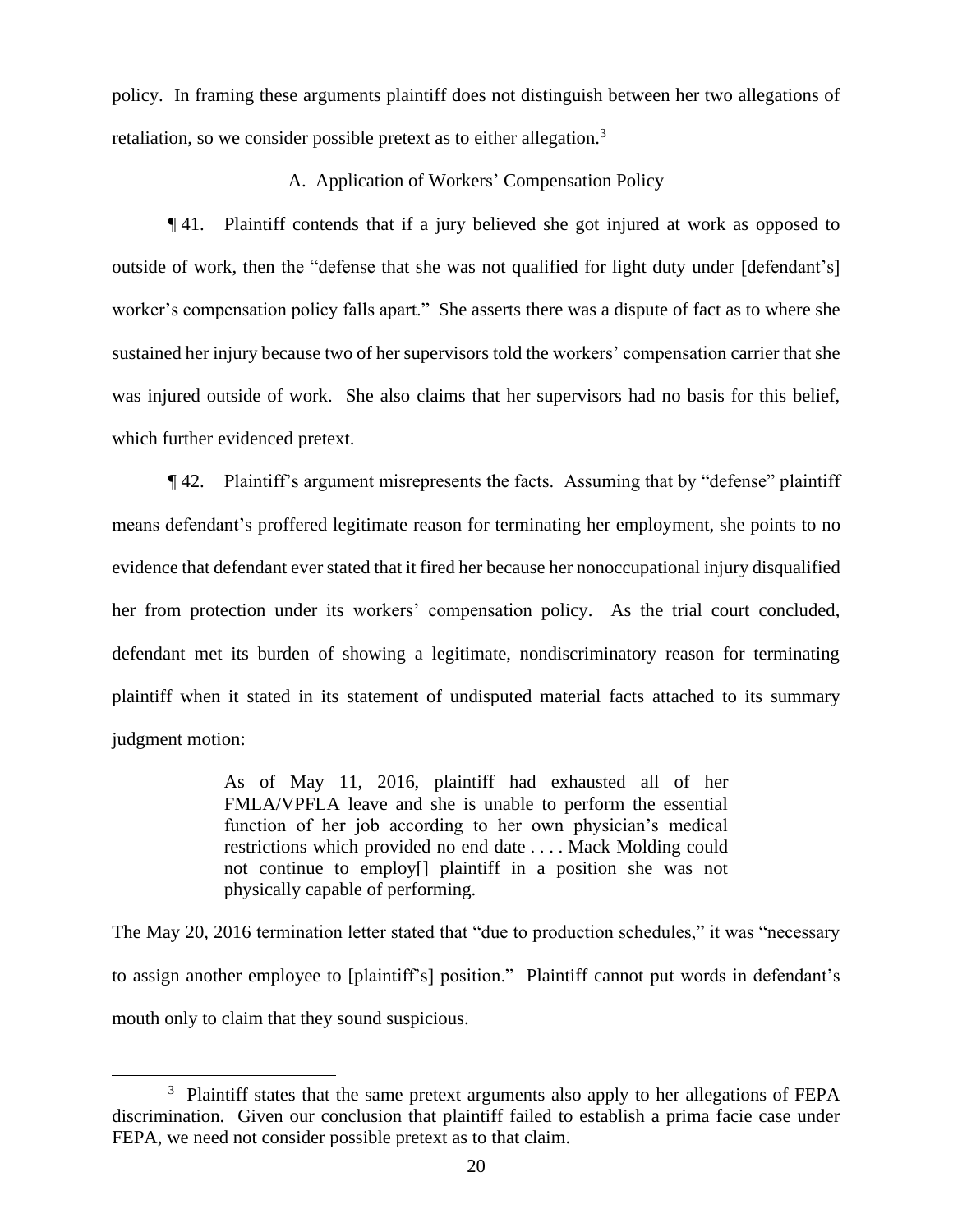policy. In framing these arguments plaintiff does not distinguish between her two allegations of retaliation, so we consider possible pretext as to either allegation.[3]

A. Application of Workers' Compensation Policy

¶ 41. Plaintiff contends that if a jury believed she got injured at work as opposed to outside of work, then the "defense that she was not qualified for light duty under [defendant's] worker's compensation policy falls apart." She asserts there was a dispute of fact as to where she sustained her injury because two of her supervisors told the workers' compensation carrier that she was injured outside of work. She also claims that her supervisors had no basis for this belief, which further evidenced pretext.

¶ 42. Plaintiff's argument misrepresents the facts. Assuming that by "defense" plaintiff means defendant's proffered legitimate reason for terminating her employment, she points to no evidence that defendant ever stated that it fired her because her nonoccupational injury disqualified her from protection under its workers' compensation policy. As the trial court concluded, defendant met its burden of showing a legitimate, nondiscriminatory reason for terminating plaintiff when it stated in its statement of undisputed material facts attached to its summary judgment motion:

> As of May 11, 2016, plaintiff had exhausted all of her FMLA/VPFLA leave and she is unable to perform the essential function of her job according to her own physician's medical restrictions which provided no end date . . . . Mack Molding could not continue to employ[] plaintiff in a position she was not physically capable of performing.

The May 20, 2016 termination letter stated that "due to production schedules," it was "necessary to assign another employee to [plaintiff's] position." Plaintiff cannot put words in defendant's mouth only to claim that they sound suspicious.

---

[3] Plaintiff states that the same pretext arguments also apply to her allegations of FEPA discrimination. Given our conclusion that plaintiff failed to establish a prima facie case under FEPA, we need not consider possible pretext as to that claim.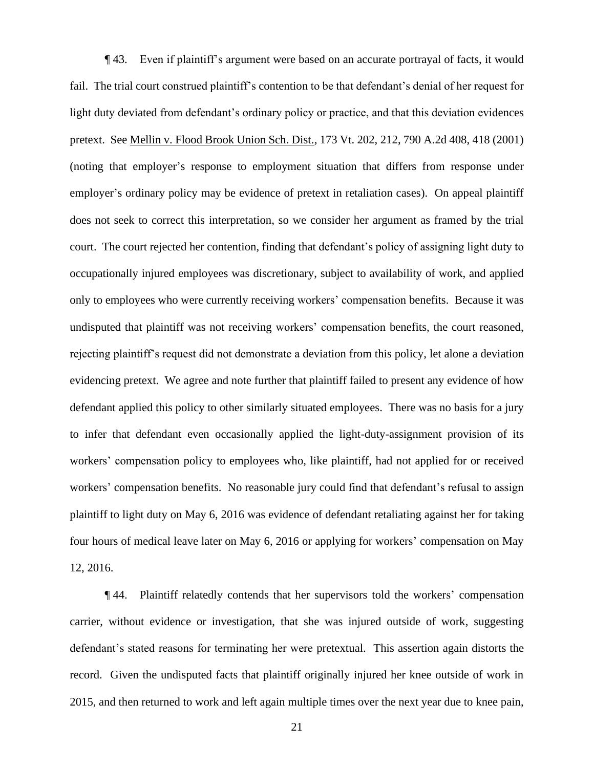¶ 43. Even if plaintiff's argument were based on an accurate portrayal of facts, it would fail. The trial court construed plaintiff's contention to be that defendant's denial of her request for light duty deviated from defendant's ordinary policy or practice, and that this deviation evidences pretext. See Mellin v. Flood Brook Union Sch. Dist., 173 Vt. 202, 212, 790 A.2d 408, 418 (2001) (noting that employer's response to employment situation that differs from response under employer's ordinary policy may be evidence of pretext in retaliation cases). On appeal plaintiff does not seek to correct this interpretation, so we consider her argument as framed by the trial court. The court rejected her contention, finding that defendant's policy of assigning light duty to occupationally injured employees was discretionary, subject to availability of work, and applied only to employees who were currently receiving workers' compensation benefits. Because it was undisputed that plaintiff was not receiving workers' compensation benefits, the court reasoned, rejecting plaintiff's request did not demonstrate a deviation from this policy, let alone a deviation evidencing pretext. We agree and note further that plaintiff failed to present any evidence of how defendant applied this policy to other similarly situated employees. There was no basis for a jury to infer that defendant even occasionally applied the light-duty-assignment provision of its workers' compensation policy to employees who, like plaintiff, had not applied for or received workers' compensation benefits. No reasonable jury could find that defendant's refusal to assign plaintiff to light duty on May 6, 2016 was evidence of defendant retaliating against her for taking four hours of medical leave later on May 6, 2016 or applying for workers' compensation on May 12, 2016.

¶ 44. Plaintiff relatedly contends that her supervisors told the workers' compensation carrier, without evidence or investigation, that she was injured outside of work, suggesting defendant's stated reasons for terminating her were pretextual. This assertion again distorts the record. Given the undisputed facts that plaintiff originally injured her knee outside of work in 2015, and then returned to work and left again multiple times over the next year due to knee pain,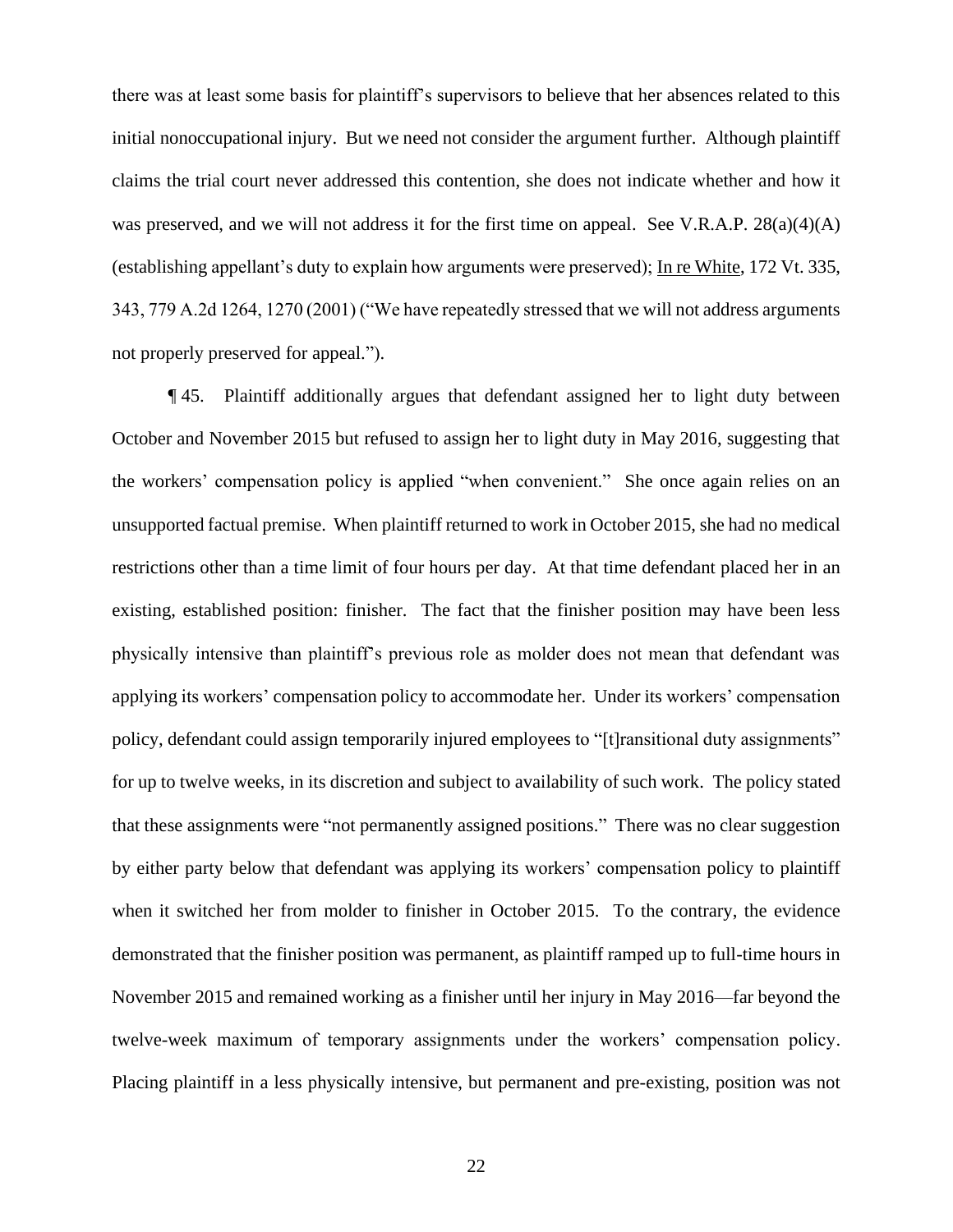there was at least some basis for plaintiff's supervisors to believe that her absences related to this initial nonoccupational injury. But we need not consider the argument further. Although plaintiff claims the trial court never addressed this contention, she does not indicate whether and how it was preserved, and we will not address it for the first time on appeal. See V.R.A.P. 28(a)(4)(A) (establishing appellant's duty to explain how arguments were preserved); In re White, 172 Vt. 335, 343, 779 A.2d 1264, 1270 (2001) ("We have repeatedly stressed that we will not address arguments not properly preserved for appeal.").

¶ 45. Plaintiff additionally argues that defendant assigned her to light duty between October and November 2015 but refused to assign her to light duty in May 2016, suggesting that the workers' compensation policy is applied "when convenient." She once again relies on an unsupported factual premise. When plaintiff returned to work in October 2015, she had no medical restrictions other than a time limit of four hours per day. At that time defendant placed her in an existing, established position: finisher. The fact that the finisher position may have been less physically intensive than plaintiff's previous role as molder does not mean that defendant was applying its workers' compensation policy to accommodate her. Under its workers' compensation policy, defendant could assign temporarily injured employees to "[t]ransitional duty assignments" for up to twelve weeks, in its discretion and subject to availability of such work. The policy stated that these assignments were "not permanently assigned positions." There was no clear suggestion by either party below that defendant was applying its workers' compensation policy to plaintiff when it switched her from molder to finisher in October 2015. To the contrary, the evidence demonstrated that the finisher position was permanent, as plaintiff ramped up to full-time hours in November 2015 and remained working as a finisher until her injury in May 2016—far beyond the twelve-week maximum of temporary assignments under the workers' compensation policy. Placing plaintiff in a less physically intensive, but permanent and pre-existing, position was not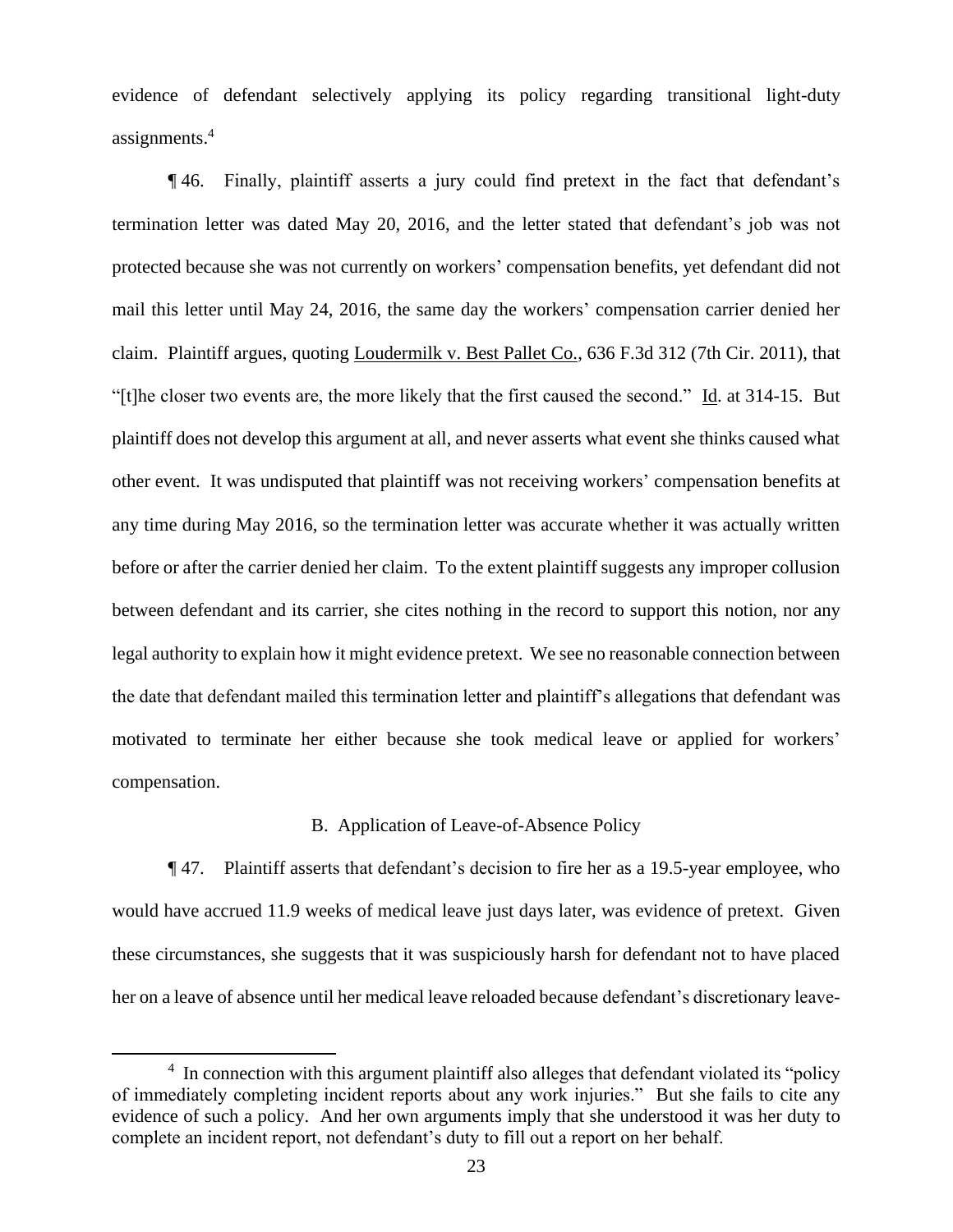evidence of defendant selectively applying its policy regarding transitional light-duty assignments.[4]

¶ 46. Finally, plaintiff asserts a jury could find pretext in the fact that defendant's termination letter was dated May 20, 2016, and the letter stated that defendant's job was not protected because she was not currently on workers' compensation benefits, yet defendant did not mail this letter until May 24, 2016, the same day the workers' compensation carrier denied her claim. Plaintiff argues, quoting Loudermilk v. Best Pallet Co., 636 F.3d 312 (7th Cir. 2011), that "[t]he closer two events are, the more likely that the first caused the second." Id. at 314-15. But plaintiff does not develop this argument at all, and never asserts what event she thinks caused what other event. It was undisputed that plaintiff was not receiving workers' compensation benefits at any time during May 2016, so the termination letter was accurate whether it was actually written before or after the carrier denied her claim. To the extent plaintiff suggests any improper collusion between defendant and its carrier, she cites nothing in the record to support this notion, nor any legal authority to explain how it might evidence pretext. We see no reasonable connection between the date that defendant mailed this termination letter and plaintiff's allegations that defendant was motivated to terminate her either because she took medical leave or applied for workers' compensation.

B. Application of Leave-of-Absence Policy

¶ 47. Plaintiff asserts that defendant's decision to fire her as a 19.5-year employee, who would have accrued 11.9 weeks of medical leave just days later, was evidence of pretext. Given these circumstances, she suggests that it was suspiciously harsh for defendant not to have placed her on a leave of absence until her medical leave reloaded because defendant's discretionary leave-

[4] In connection with this argument plaintiff also alleges that defendant violated its "policy of immediately completing incident reports about any work injuries." But she fails to cite any evidence of such a policy. And her own arguments imply that she understood it was her duty to complete an incident report, not defendant's duty to fill out a report on her behalf.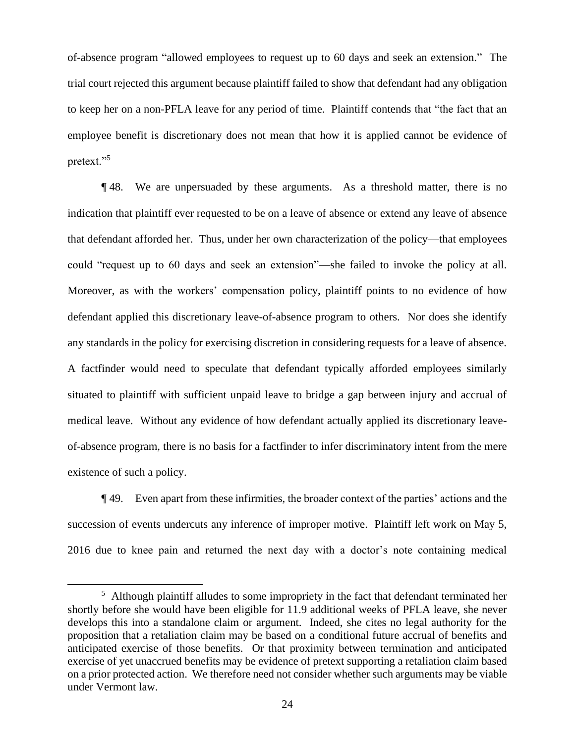of-absence program "allowed employees to request up to 60 days and seek an extension." The trial court rejected this argument because plaintiff failed to show that defendant had any obligation to keep her on a non-PFLA leave for any period of time. Plaintiff contends that "the fact that an employee benefit is discretionary does not mean that how it is applied cannot be evidence of pretext."[5]

¶ 48. We are unpersuaded by these arguments. As a threshold matter, there is no indication that plaintiff ever requested to be on a leave of absence or extend any leave of absence that defendant afforded her. Thus, under her own characterization of the policy—that employees could "request up to 60 days and seek an extension"—she failed to invoke the policy at all. Moreover, as with the workers' compensation policy, plaintiff points to no evidence of how defendant applied this discretionary leave-of-absence program to others. Nor does she identify any standards in the policy for exercising discretion in considering requests for a leave of absence. A factfinder would need to speculate that defendant typically afforded employees similarly situated to plaintiff with sufficient unpaid leave to bridge a gap between injury and accrual of medical leave. Without any evidence of how defendant actually applied its discretionary leave-of-absence program, there is no basis for a factfinder to infer discriminatory intent from the mere existence of such a policy.

¶ 49. Even apart from these infirmities, the broader context of the parties' actions and the succession of events undercuts any inference of improper motive. Plaintiff left work on May 5, 2016 due to knee pain and returned the next day with a doctor's note containing medical

[5] Although plaintiff alludes to some impropriety in the fact that defendant terminated her shortly before she would have been eligible for 11.9 additional weeks of PFLA leave, she never develops this into a standalone claim or argument. Indeed, she cites no legal authority for the proposition that a retaliation claim may be based on a conditional future accrual of benefits and anticipated exercise of those benefits. Or that proximity between termination and anticipated exercise of yet unaccrued benefits may be evidence of pretext supporting a retaliation claim based on a prior protected action. We therefore need not consider whether such arguments may be viable under Vermont law.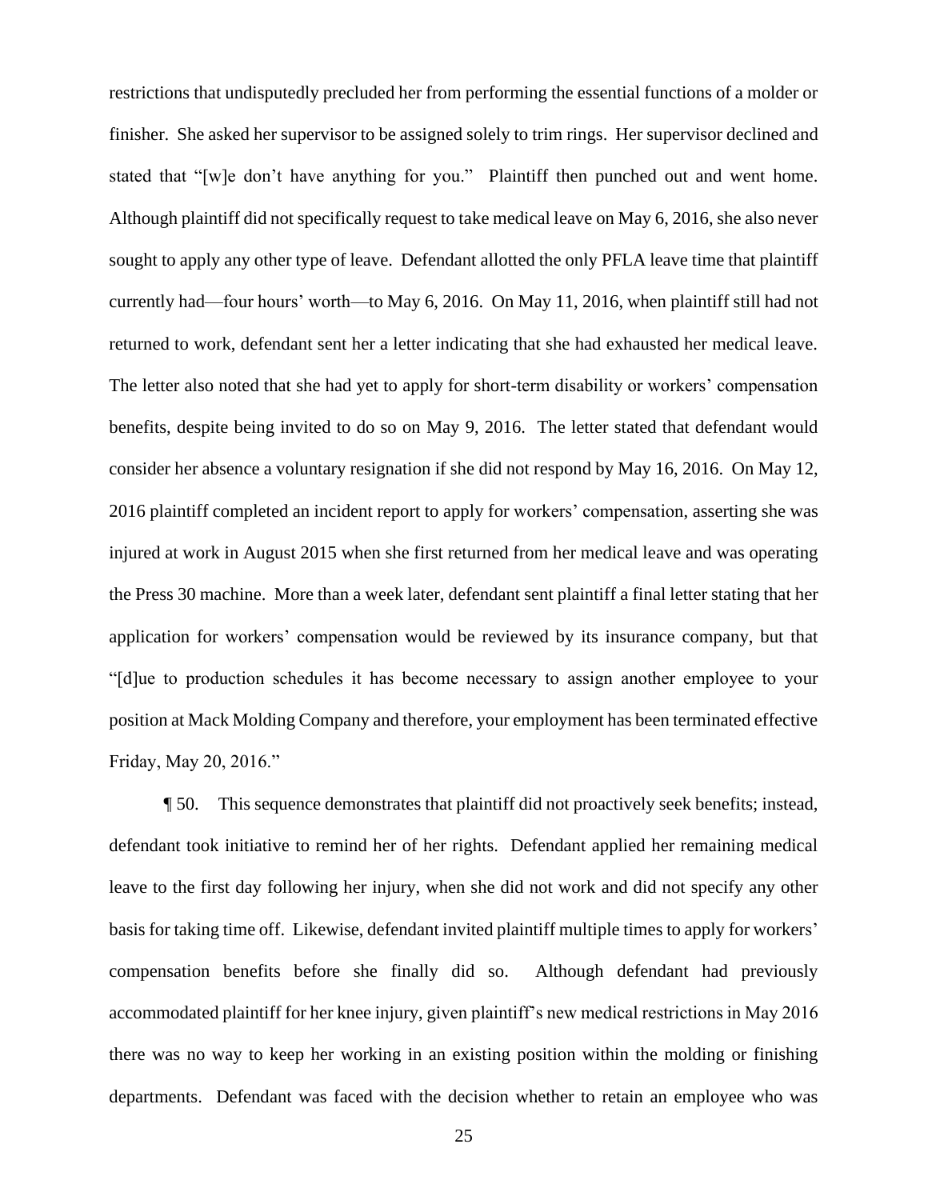restrictions that undisputedly precluded her from performing the essential functions of a molder or finisher. She asked her supervisor to be assigned solely to trim rings. Her supervisor declined and stated that "[w]e don't have anything for you." Plaintiff then punched out and went home. Although plaintiff did not specifically request to take medical leave on May 6, 2016, she also never sought to apply any other type of leave. Defendant allotted the only PFLA leave time that plaintiff currently had—four hours' worth—to May 6, 2016. On May 11, 2016, when plaintiff still had not returned to work, defendant sent her a letter indicating that she had exhausted her medical leave. The letter also noted that she had yet to apply for short-term disability or workers' compensation benefits, despite being invited to do so on May 9, 2016. The letter stated that defendant would consider her absence a voluntary resignation if she did not respond by May 16, 2016. On May 12, 2016 plaintiff completed an incident report to apply for workers' compensation, asserting she was injured at work in August 2015 when she first returned from her medical leave and was operating the Press 30 machine. More than a week later, defendant sent plaintiff a final letter stating that her application for workers' compensation would be reviewed by its insurance company, but that "[d]ue to production schedules it has become necessary to assign another employee to your position at Mack Molding Company and therefore, your employment has been terminated effective Friday, May 20, 2016."

¶ 50. This sequence demonstrates that plaintiff did not proactively seek benefits; instead, defendant took initiative to remind her of her rights. Defendant applied her remaining medical leave to the first day following her injury, when she did not work and did not specify any other basis for taking time off. Likewise, defendant invited plaintiff multiple times to apply for workers' compensation benefits before she finally did so. Although defendant had previously accommodated plaintiff for her knee injury, given plaintiff's new medical restrictions in May 2016 there was no way to keep her working in an existing position within the molding or finishing departments. Defendant was faced with the decision whether to retain an employee who was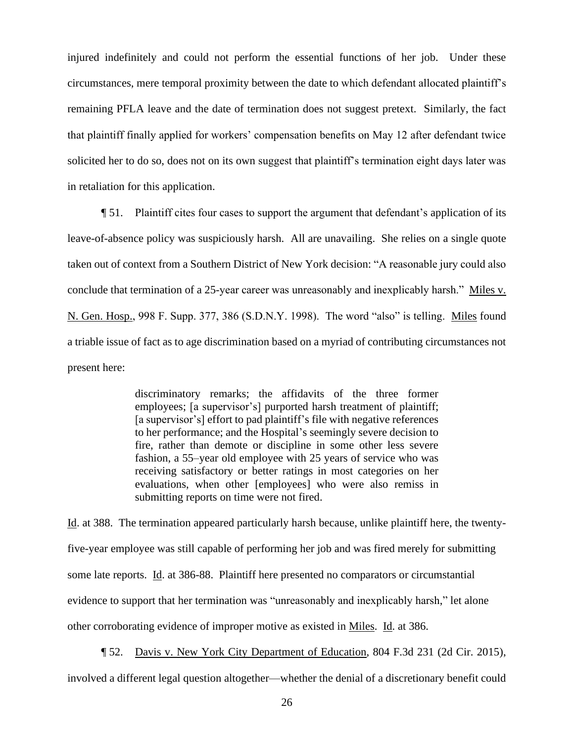injured indefinitely and could not perform the essential functions of her job. Under these circumstances, mere temporal proximity between the date to which defendant allocated plaintiff's remaining PFLA leave and the date of termination does not suggest pretext. Similarly, the fact that plaintiff finally applied for workers' compensation benefits on May 12 after defendant twice solicited her to do so, does not on its own suggest that plaintiff's termination eight days later was in retaliation for this application.

¶ 51. Plaintiff cites four cases to support the argument that defendant's application of its leave-of-absence policy was suspiciously harsh. All are unavailing. She relies on a single quote taken out of context from a Southern District of New York decision: "A reasonable jury could also conclude that termination of a 25-year career was unreasonably and inexplicably harsh." Miles v. N. Gen. Hosp., 998 F. Supp. 377, 386 (S.D.N.Y. 1998). The word "also" is telling. Miles found a triable issue of fact as to age discrimination based on a myriad of contributing circumstances not present here:

> discriminatory remarks; the affidavits of the three former employees; [a supervisor's] purported harsh treatment of plaintiff; [a supervisor's] effort to pad plaintiff's file with negative references to her performance; and the Hospital's seemingly severe decision to fire, rather than demote or discipline in some other less severe fashion, a 55–year old employee with 25 years of service who was receiving satisfactory or better ratings in most categories on her evaluations, when other [employees] who were also remiss in submitting reports on time were not fired.

Id. at 388. The termination appeared particularly harsh because, unlike plaintiff here, the twenty-five-year employee was still capable of performing her job and was fired merely for submitting some late reports. Id. at 386-88. Plaintiff here presented no comparators or circumstantial evidence to support that her termination was "unreasonably and inexplicably harsh," let alone other corroborating evidence of improper motive as existed in Miles. Id. at 386.

¶ 52. Davis v. New York City Department of Education, 804 F.3d 231 (2d Cir. 2015), involved a different legal question altogether—whether the denial of a discretionary benefit could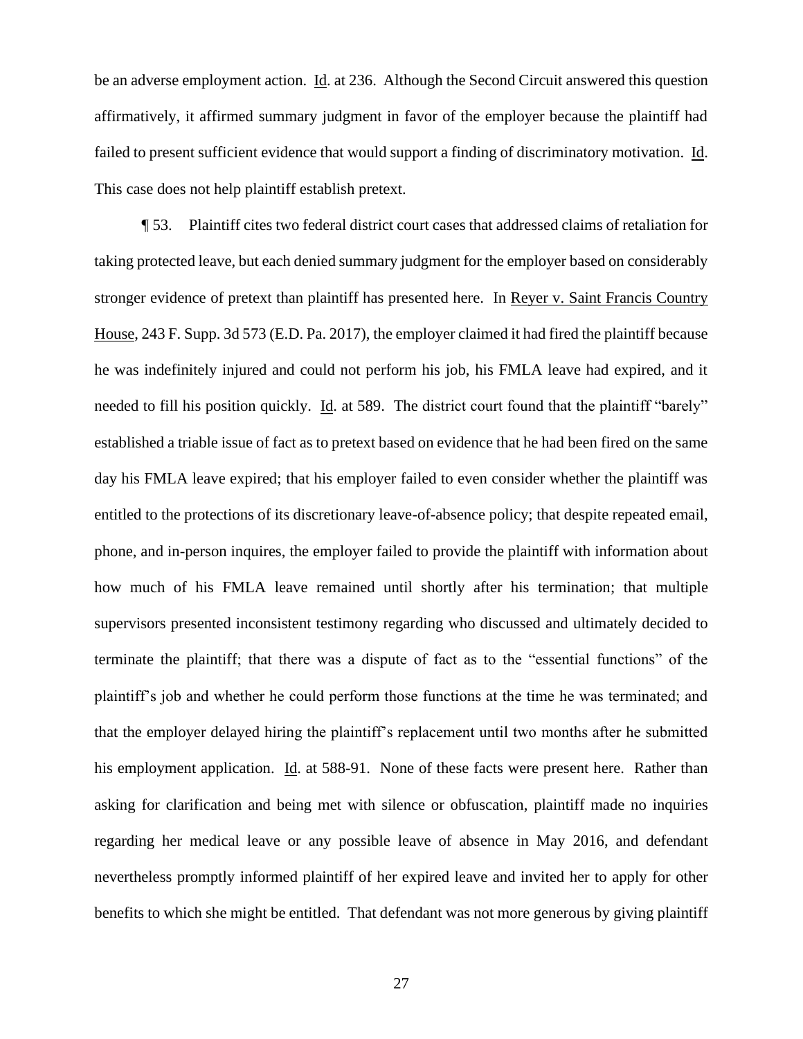be an adverse employment action. Id. at 236. Although the Second Circuit answered this question affirmatively, it affirmed summary judgment in favor of the employer because the plaintiff had failed to present sufficient evidence that would support a finding of discriminatory motivation. Id. This case does not help plaintiff establish pretext.

¶ 53. Plaintiff cites two federal district court cases that addressed claims of retaliation for taking protected leave, but each denied summary judgment for the employer based on considerably stronger evidence of pretext than plaintiff has presented here. In Reyer v. Saint Francis Country House, 243 F. Supp. 3d 573 (E.D. Pa. 2017), the employer claimed it had fired the plaintiff because he was indefinitely injured and could not perform his job, his FMLA leave had expired, and it needed to fill his position quickly. Id. at 589. The district court found that the plaintiff "barely" established a triable issue of fact as to pretext based on evidence that he had been fired on the same day his FMLA leave expired; that his employer failed to even consider whether the plaintiff was entitled to the protections of its discretionary leave-of-absence policy; that despite repeated email, phone, and in-person inquires, the employer failed to provide the plaintiff with information about how much of his FMLA leave remained until shortly after his termination; that multiple supervisors presented inconsistent testimony regarding who discussed and ultimately decided to terminate the plaintiff; that there was a dispute of fact as to the "essential functions" of the plaintiff's job and whether he could perform those functions at the time he was terminated; and that the employer delayed hiring the plaintiff's replacement until two months after he submitted his employment application. Id. at 588-91. None of these facts were present here. Rather than asking for clarification and being met with silence or obfuscation, plaintiff made no inquiries regarding her medical leave or any possible leave of absence in May 2016, and defendant nevertheless promptly informed plaintiff of her expired leave and invited her to apply for other benefits to which she might be entitled. That defendant was not more generous by giving plaintiff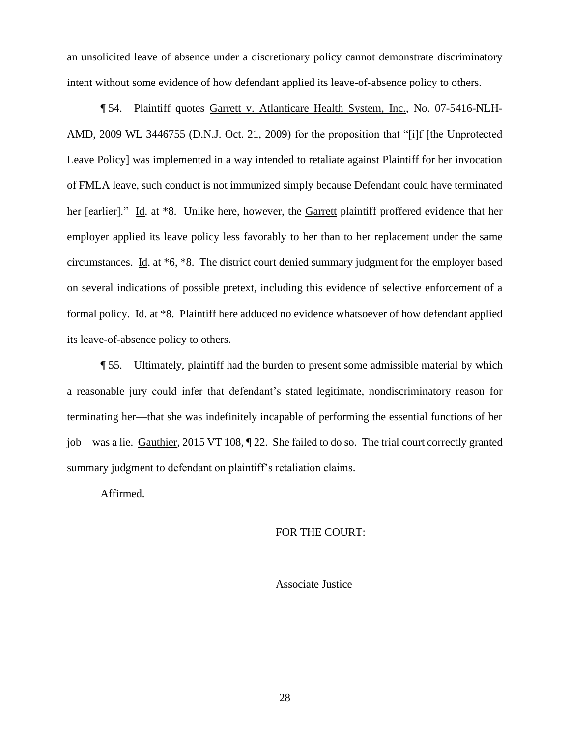an unsolicited leave of absence under a discretionary policy cannot demonstrate discriminatory intent without some evidence of how defendant applied its leave-of-absence policy to others.

¶ 54. Plaintiff quotes Garrett v. Atlanticare Health System, Inc., No. 07-5416-NLH-AMD, 2009 WL 3446755 (D.N.J. Oct. 21, 2009) for the proposition that "[i]f [the Unprotected Leave Policy] was implemented in a way intended to retaliate against Plaintiff for her invocation of FMLA leave, such conduct is not immunized simply because Defendant could have terminated her [earlier]." Id. at *8. Unlike here, however, the Garrett plaintiff proffered evidence that her employer applied its leave policy less favorably to her than to her replacement under the same circumstances. Id. at *6, *8. The district court denied summary judgment for the employer based on several indications of possible pretext, including this evidence of selective enforcement of a formal policy. Id. at *8. Plaintiff here adduced no evidence whatsoever of how defendant applied its leave-of-absence policy to others.

¶ 55. Ultimately, plaintiff had the burden to present some admissible material by which a reasonable jury could infer that defendant's stated legitimate, nondiscriminatory reason for terminating her—that she was indefinitely incapable of performing the essential functions of her job—was a lie. Gauthier, 2015 VT 108, ¶ 22. She failed to do so. The trial court correctly granted summary judgment to defendant on plaintiff's retaliation claims.

Affirmed.

FOR THE COURT:

\_\_\_\_\_\_\_\_\_\_\_\_\_\_\_\_\_\_\_\_\_\_\_\_\_\_\_\_\_\_\_\_\_\_\_\_\_\_\_\_

Associate Justice